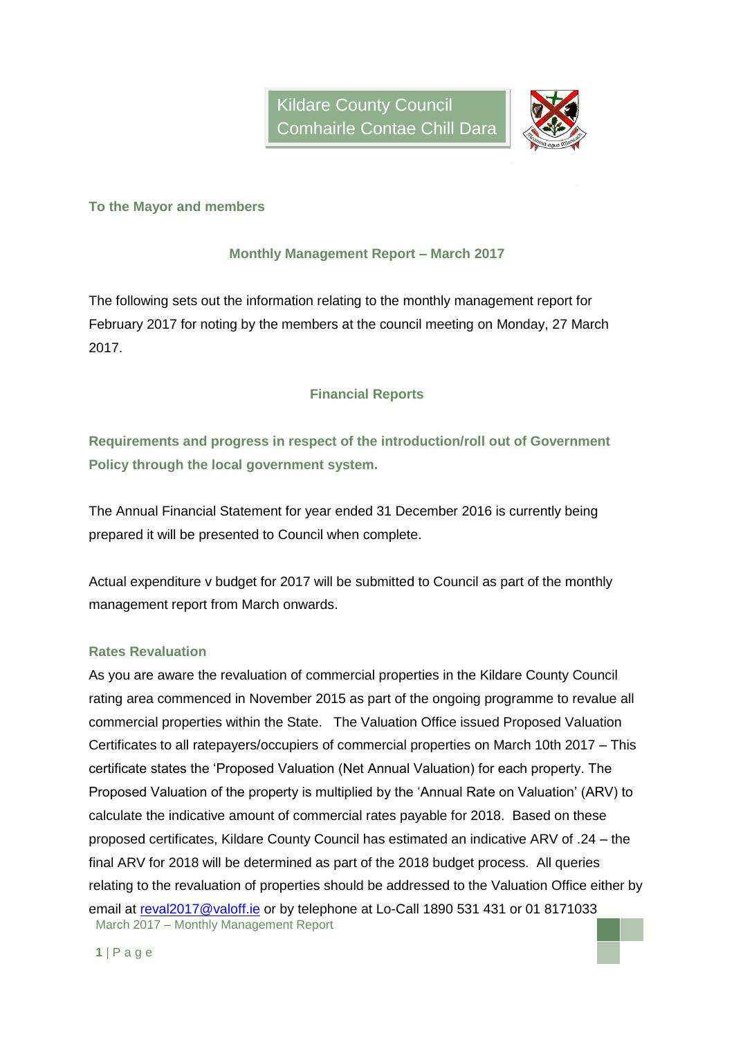Kildare County Council
Comhairle Contae Chill Dara

**To the Mayor and members**

## Monthly Management Report – March 2017

The following sets out the information relating to the monthly management report for February 2017 for noting by the members at the council meeting on Monday, 27 March 2017.

## Financial Reports

### Requirements and progress in respect of the introduction/roll out of Government Policy through the local government system.

The Annual Financial Statement for year ended 31 December 2016 is currently being prepared it will be presented to Council when complete.

Actual expenditure v budget for 2017 will be submitted to Council as part of the monthly management report from March onwards.

### Rates Revaluation

As you are aware the revaluation of commercial properties in the Kildare County Council rating area commenced in November 2015 as part of the ongoing programme to revalue all commercial properties within the State. The Valuation Office issued Proposed Valuation Certificates to all ratepayers/occupiers of commercial properties on March 10th 2017 – This certificate states the 'Proposed Valuation (Net Annual Valuation) for each property. The Proposed Valuation of the property is multiplied by the 'Annual Rate on Valuation' (ARV) to calculate the indicative amount of commercial rates payable for 2018. Based on these proposed certificates, Kildare County Council has estimated an indicative ARV of .24 – the final ARV for 2018 will be determined as part of the 2018 budget process. All queries relating to the revaluation of properties should be addressed to the Valuation Office either by email at reval2017@valoff.ie or by telephone at Lo-Call 1890 531 431 or 01 8171033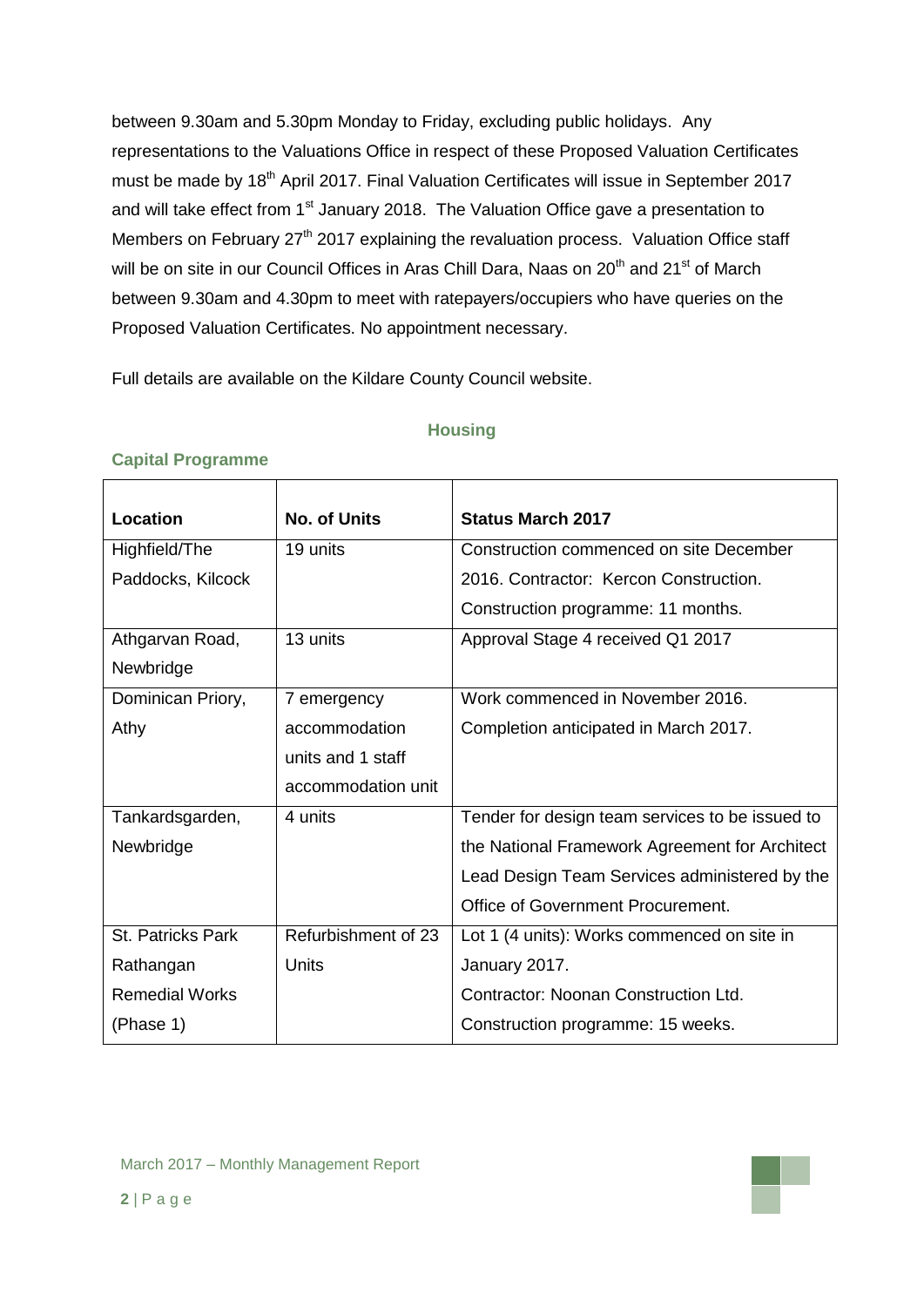between 9.30am and 5.30pm Monday to Friday, excluding public holidays. Any representations to the Valuations Office in respect of these Proposed Valuation Certificates must be made by 18th April 2017. Final Valuation Certificates will issue in September 2017 and will take effect from 1st January 2018. The Valuation Office gave a presentation to Members on February 27th 2017 explaining the revaluation process. Valuation Office staff will be on site in our Council Offices in Aras Chill Dara, Naas on 20th and 21st of March between 9.30am and 4.30pm to meet with ratepayers/occupiers who have queries on the Proposed Valuation Certificates. No appointment necessary.

Full details are available on the Kildare County Council website.

## Housing

### Capital Programme

| Location | No. of Units | Status March 2017 |
|---|---|---|
| Highfield/The Paddocks, Kilcock | 19 units | Construction commenced on site December 2016. Contractor: Kercon Construction. Construction programme: 11 months. |
| Athgarvan Road, Newbridge | 13 units | Approval Stage 4 received Q1 2017 |
| Dominican Priory, Athy | 7 emergency accommodation units and 1 staff accommodation unit | Work commenced in November 2016. Completion anticipated in March 2017. |
| Tankardsgarden, Newbridge | 4 units | Tender for design team services to be issued to the National Framework Agreement for Architect Lead Design Team Services administered by the Office of Government Procurement. |
| St. Patricks Park Rathangan Remedial Works (Phase 1) | Refurbishment of 23 Units | Lot 1 (4 units): Works commenced on site in January 2017. Contractor: Noonan Construction Ltd. Construction programme: 15 weeks. |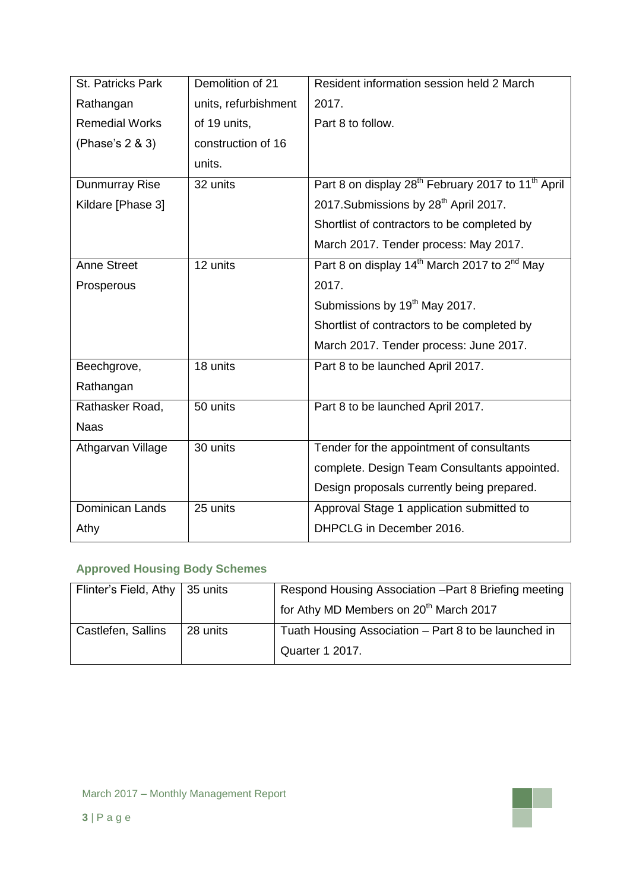| St. Patricks Park Rathangan Remedial Works (Phase's 2 & 3) | Demolition of 21 units, refurbishment of 19 units, construction of 16 units. | Resident information session held 2 March 2017. Part 8 to follow. |
|---|---|---|
| Dunmurray Rise Kildare [Phase 3] | 32 units | Part 8 on display 28th February 2017 to 11th April 2017.Submissions by 28th April 2017. Shortlist of contractors to be completed by March 2017. Tender process: May 2017. |
| Anne Street Prosperous | 12 units | Part 8 on display 14th March 2017 to 2nd May 2017. Submissions by 19th May 2017. Shortlist of contractors to be completed by March 2017. Tender process: June 2017. |
| Beechgrove, Rathangan | 18 units | Part 8 to be launched April 2017. |
| Rathasker Road, Naas | 50 units | Part 8 to be launched April 2017. |
| Athgarvan Village | 30 units | Tender for the appointment of consultants complete. Design Team Consultants appointed. Design proposals currently being prepared. |
| Dominican Lands Athy | 25 units | Approval Stage 1 application submitted to DHPCLG in December 2016. |

### Approved Housing Body Schemes

| Flinter's Field, Athy | 35 units | Respond Housing Association –Part 8 Briefing meeting for Athy MD Members on 20th March 2017 |
|---|---|---|
| Castlefen, Sallins | 28 units | Tuath Housing Association – Part 8 to be launched in Quarter 1 2017. |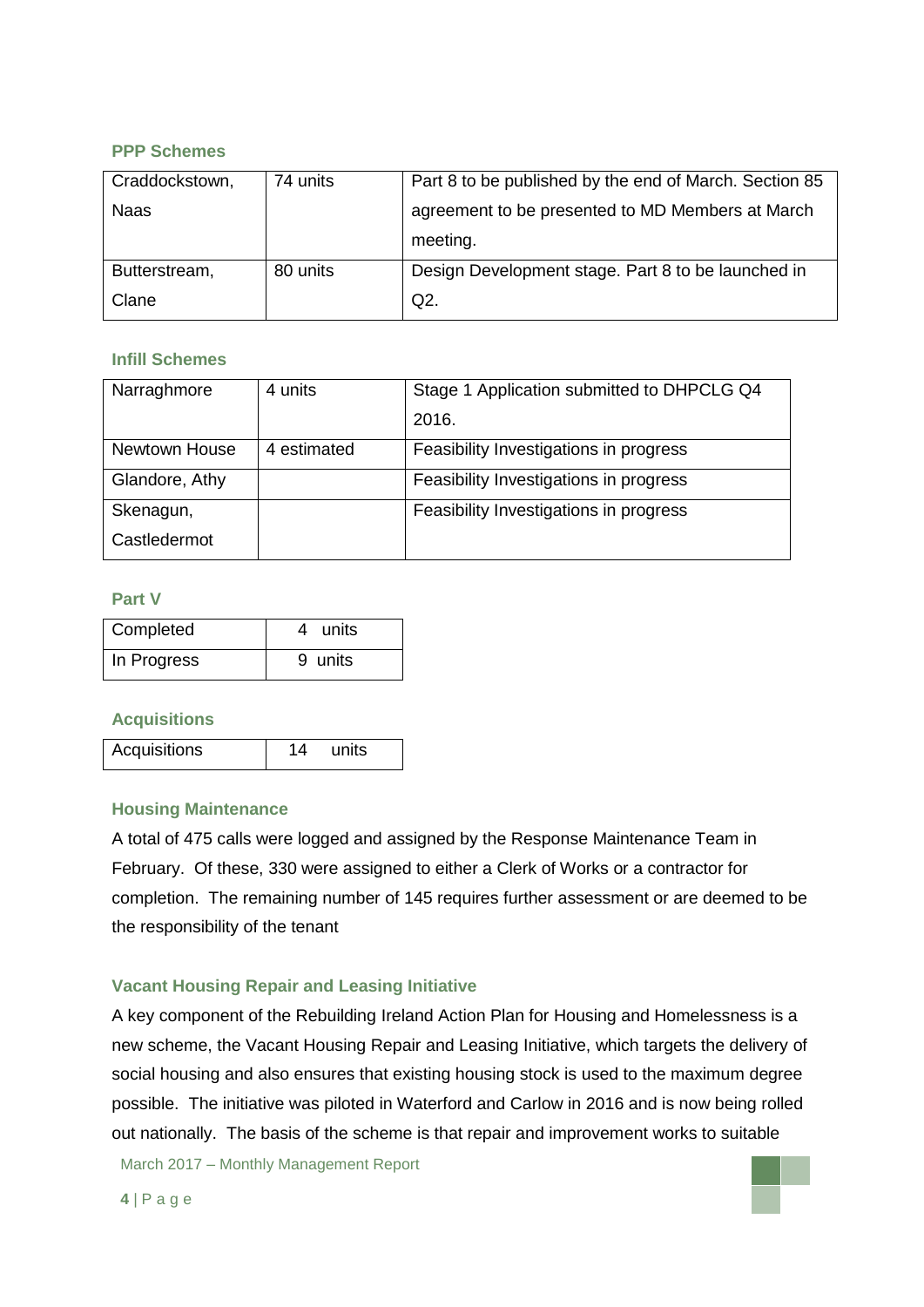### PPP Schemes

| | | |
|---|---|---|
| Craddockstown, Naas | 74 units | Part 8 to be published by the end of March. Section 85 agreement to be presented to MD Members at March meeting. |
| Butterstream, Clane | 80 units | Design Development stage. Part 8 to be launched in Q2. |

### Infill Schemes

| | | |
|---|---|---|
| Narraghmore | 4 units | Stage 1 Application submitted to DHPCLG Q4 2016. |
| Newtown House | 4 estimated | Feasibility Investigations in progress |
| Glandore, Athy | | Feasibility Investigations in progress |
| Skenagun, Castledermot | | Feasibility Investigations in progress |

### Part V

| | |
|---|---|
| Completed | 4 units |
| In Progress | 9 units |

### Acquisitions

| | |
|---|---|
| Acquisitions | 14 units |

### Housing Maintenance

A total of 475 calls were logged and assigned by the Response Maintenance Team in February. Of these, 330 were assigned to either a Clerk of Works or a contractor for completion. The remaining number of 145 requires further assessment or are deemed to be the responsibility of the tenant

### Vacant Housing Repair and Leasing Initiative

A key component of the Rebuilding Ireland Action Plan for Housing and Homelessness is a new scheme, the Vacant Housing Repair and Leasing Initiative, which targets the delivery of social housing and also ensures that existing housing stock is used to the maximum degree possible. The initiative was piloted in Waterford and Carlow in 2016 and is now being rolled out nationally. The basis of the scheme is that repair and improvement works to suitable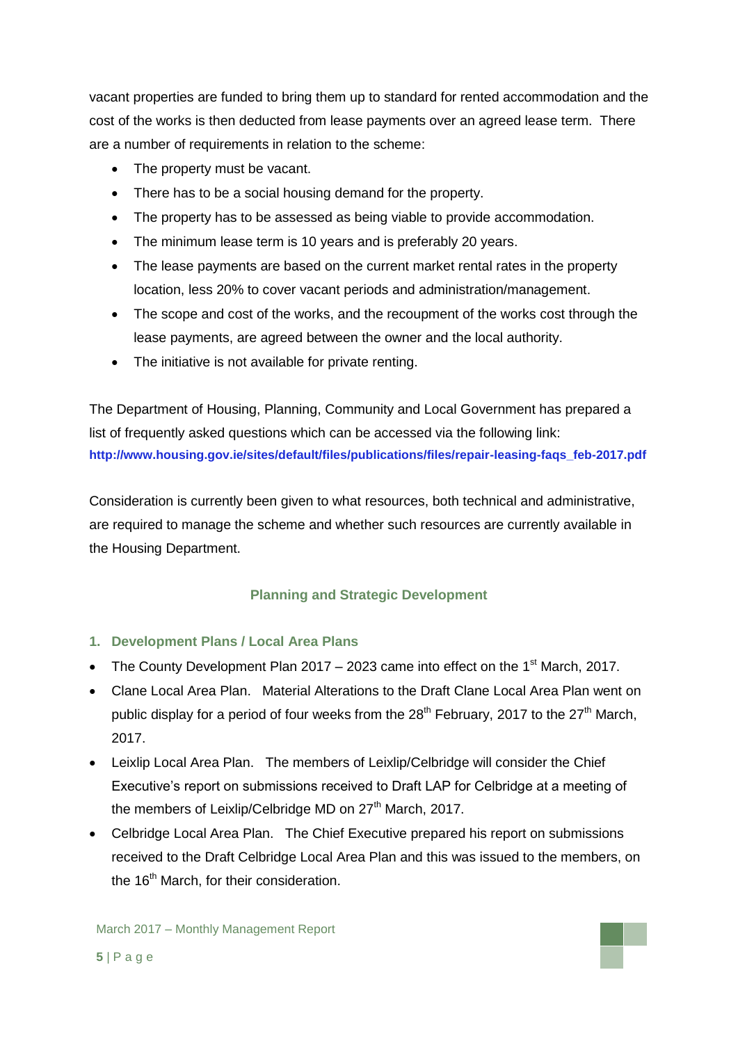vacant properties are funded to bring them up to standard for rented accommodation and the cost of the works is then deducted from lease payments over an agreed lease term. There are a number of requirements in relation to the scheme:

- The property must be vacant.
- There has to be a social housing demand for the property.
- The property has to be assessed as being viable to provide accommodation.
- The minimum lease term is 10 years and is preferably 20 years.
- The lease payments are based on the current market rental rates in the property location, less 20% to cover vacant periods and administration/management.
- The scope and cost of the works, and the recoupment of the works cost through the lease payments, are agreed between the owner and the local authority.
- The initiative is not available for private renting.

The Department of Housing, Planning, Community and Local Government has prepared a list of frequently asked questions which can be accessed via the following link:
**http://www.housing.gov.ie/sites/default/files/publications/files/repair-leasing-faqs_feb-2017.pdf**

Consideration is currently been given to what resources, both technical and administrative, are required to manage the scheme and whether such resources are currently available in the Housing Department.

## Planning and Strategic Development

### 1. Development Plans / Local Area Plans

- The County Development Plan 2017 – 2023 came into effect on the 1st March, 2017.
- Clane Local Area Plan. Material Alterations to the Draft Clane Local Area Plan went on public display for a period of four weeks from the 28th February, 2017 to the 27th March, 2017.
- Leixlip Local Area Plan. The members of Leixlip/Celbridge will consider the Chief Executive's report on submissions received to Draft LAP for Celbridge at a meeting of the members of Leixlip/Celbridge MD on 27th March, 2017.
- Celbridge Local Area Plan. The Chief Executive prepared his report on submissions received to the Draft Celbridge Local Area Plan and this was issued to the members, on the 16th March, for their consideration.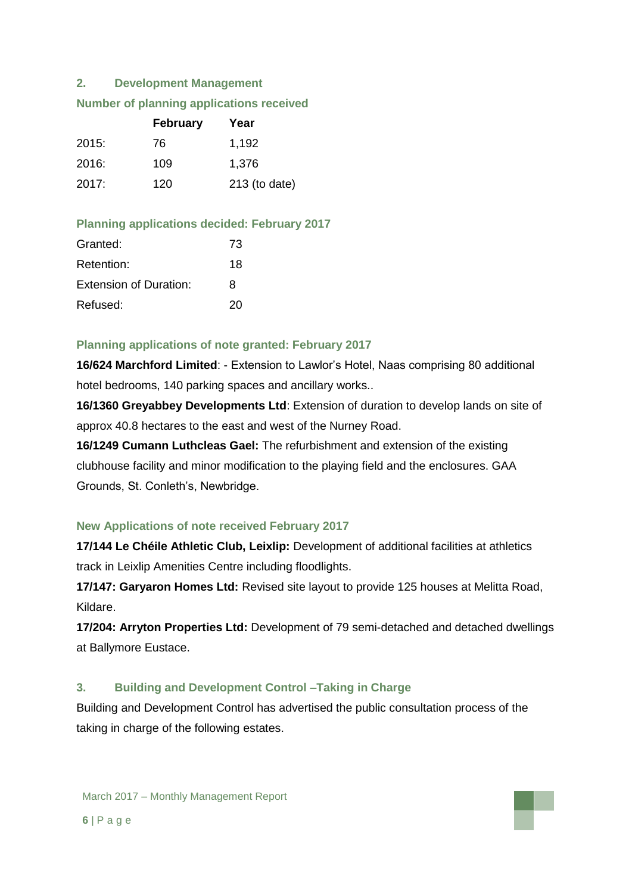## 2. Development Management

### Number of planning applications received

| | February | Year |
|---|---|---|
| 2015: | 76 | 1,192 |
| 2016: | 109 | 1,376 |
| 2017: | 120 | 213 (to date) |

### Planning applications decided: February 2017

| | |
|---|---|
| Granted: | 73 |
| Retention: | 18 |
| Extension of Duration: | 8 |
| Refused: | 20 |

### Planning applications of note granted: February 2017

**16/624 Marchford Limited**: - Extension to Lawlor's Hotel, Naas comprising 80 additional hotel bedrooms, 140 parking spaces and ancillary works..

**16/1360 Greyabbey Developments Ltd**: Extension of duration to develop lands on site of approx 40.8 hectares to the east and west of the Nurney Road.

**16/1249 Cumann Luthcleas Gael:** The refurbishment and extension of the existing clubhouse facility and minor modification to the playing field and the enclosures. GAA Grounds, St. Conleth's, Newbridge.

### New Applications of note received February 2017

**17/144 Le Chéile Athletic Club, Leixlip:** Development of additional facilities at athletics track in Leixlip Amenities Centre including floodlights.

**17/147: Garyaron Homes Ltd:** Revised site layout to provide 125 houses at Melitta Road, Kildare.

**17/204: Arryton Properties Ltd:** Development of 79 semi-detached and detached dwellings at Ballymore Eustace.

## 3. Building and Development Control –Taking in Charge

Building and Development Control has advertised the public consultation process of the taking in charge of the following estates.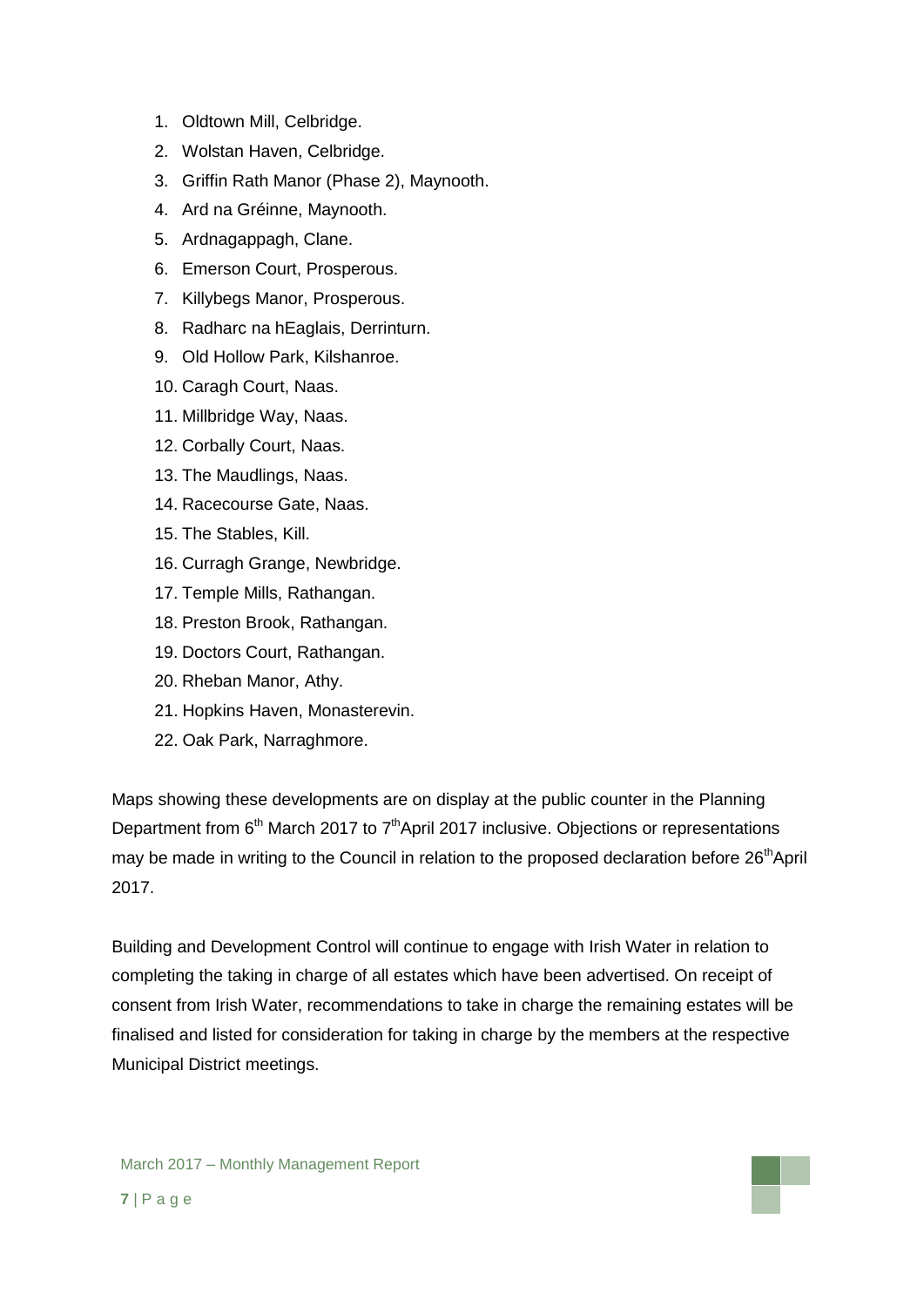1. Oldtown Mill, Celbridge.
2. Wolstan Haven, Celbridge.
3. Griffin Rath Manor (Phase 2), Maynooth.
4. Ard na Gréinne, Maynooth.
5. Ardnagappagh, Clane.
6. Emerson Court, Prosperous.
7. Killybegs Manor, Prosperous.
8. Radharc na hEaglais, Derrinturn.
9. Old Hollow Park, Kilshanroe.
10. Caragh Court, Naas.
11. Millbridge Way, Naas.
12. Corbally Court, Naas.
13. The Maudlings, Naas.
14. Racecourse Gate, Naas.
15. The Stables, Kill.
16. Curragh Grange, Newbridge.
17. Temple Mills, Rathangan.
18. Preston Brook, Rathangan.
19. Doctors Court, Rathangan.
20. Rheban Manor, Athy.
21. Hopkins Haven, Monasterevin.
22. Oak Park, Narraghmore.

Maps showing these developments are on display at the public counter in the Planning Department from 6th March 2017 to 7th April 2017 inclusive. Objections or representations may be made in writing to the Council in relation to the proposed declaration before 26th April 2017.

Building and Development Control will continue to engage with Irish Water in relation to completing the taking in charge of all estates which have been advertised. On receipt of consent from Irish Water, recommendations to take in charge the remaining estates will be finalised and listed for consideration for taking in charge by the members at the respective Municipal District meetings.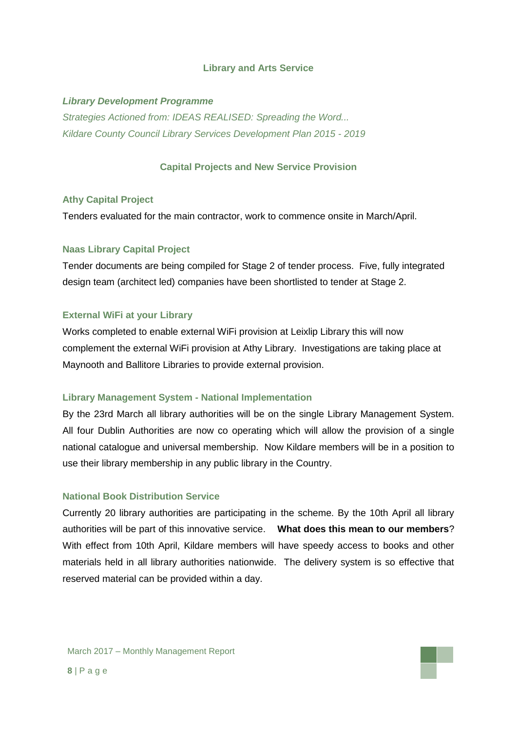## Library and Arts Service

***Library Development Programme***

*Strategies Actioned from: IDEAS REALISED: Spreading the Word...*
*Kildare County Council Library Services Development Plan 2015 - 2019*

### Capital Projects and New Service Provision

#### Athy Capital Project

Tenders evaluated for the main contractor, work to commence onsite in March/April.

#### Naas Library Capital Project

Tender documents are being compiled for Stage 2 of tender process. Five, fully integrated design team (architect led) companies have been shortlisted to tender at Stage 2.

#### External WiFi at your Library

Works completed to enable external WiFi provision at Leixlip Library this will now complement the external WiFi provision at Athy Library. Investigations are taking place at Maynooth and Ballitore Libraries to provide external provision.

#### Library Management System - National Implementation

By the 23rd March all library authorities will be on the single Library Management System. All four Dublin Authorities are now co operating which will allow the provision of a single national catalogue and universal membership. Now Kildare members will be in a position to use their library membership in any public library in the Country.

#### National Book Distribution Service

Currently 20 library authorities are participating in the scheme. By the 10th April all library authorities will be part of this innovative service. **What does this mean to our members**? With effect from 10th April, Kildare members will have speedy access to books and other materials held in all library authorities nationwide. The delivery system is so effective that reserved material can be provided within a day.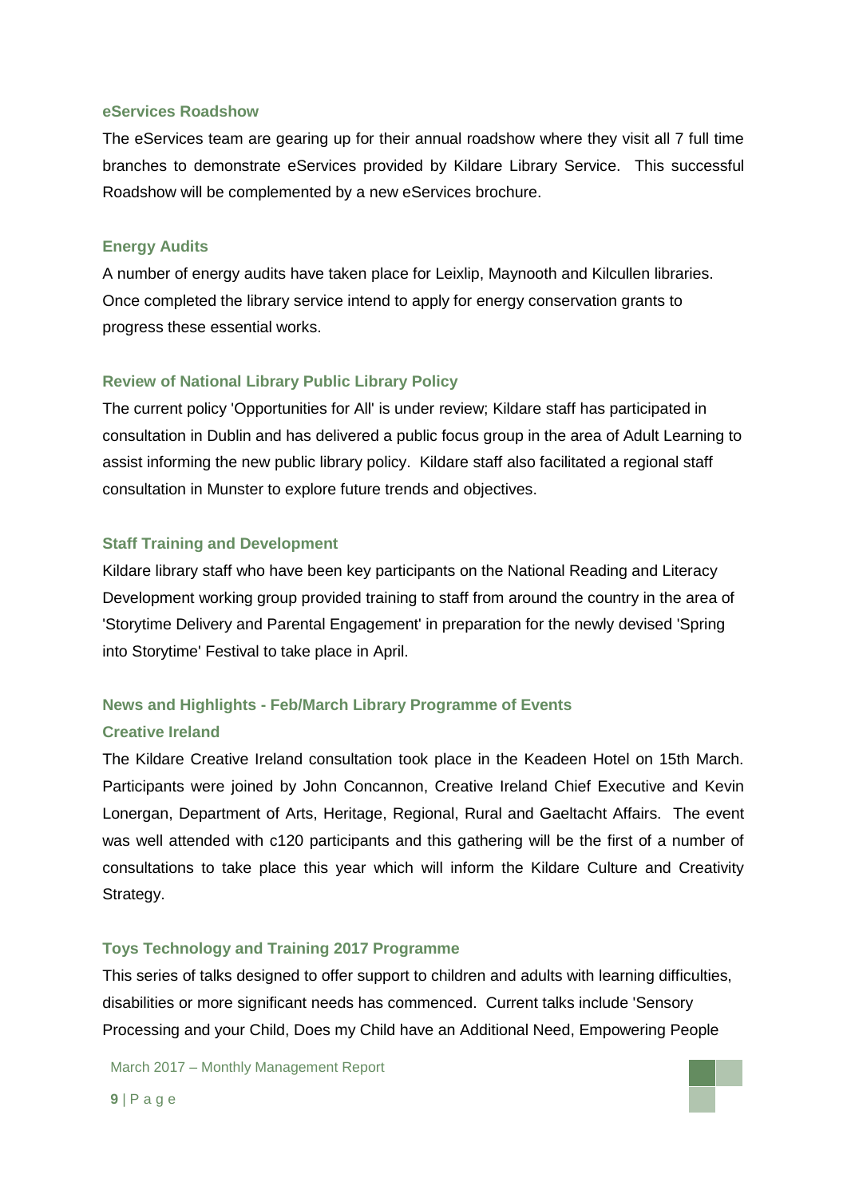### eServices Roadshow

The eServices team are gearing up for their annual roadshow where they visit all 7 full time branches to demonstrate eServices provided by Kildare Library Service. This successful Roadshow will be complemented by a new eServices brochure.

### Energy Audits

A number of energy audits have taken place for Leixlip, Maynooth and Kilcullen libraries. Once completed the library service intend to apply for energy conservation grants to progress these essential works.

### Review of National Library Public Library Policy

The current policy 'Opportunities for All' is under review; Kildare staff has participated in consultation in Dublin and has delivered a public focus group in the area of Adult Learning to assist informing the new public library policy. Kildare staff also facilitated a regional staff consultation in Munster to explore future trends and objectives.

### Staff Training and Development

Kildare library staff who have been key participants on the National Reading and Literacy Development working group provided training to staff from around the country in the area of 'Storytime Delivery and Parental Engagement' in preparation for the newly devised 'Spring into Storytime' Festival to take place in April.

### News and Highlights - Feb/March Library Programme of Events

### Creative Ireland

The Kildare Creative Ireland consultation took place in the Keadeen Hotel on 15th March. Participants were joined by John Concannon, Creative Ireland Chief Executive and Kevin Lonergan, Department of Arts, Heritage, Regional, Rural and Gaeltacht Affairs. The event was well attended with c120 participants and this gathering will be the first of a number of consultations to take place this year which will inform the Kildare Culture and Creativity Strategy.

### Toys Technology and Training 2017 Programme

This series of talks designed to offer support to children and adults with learning difficulties, disabilities or more significant needs has commenced. Current talks include 'Sensory Processing and your Child, Does my Child have an Additional Need, Empowering People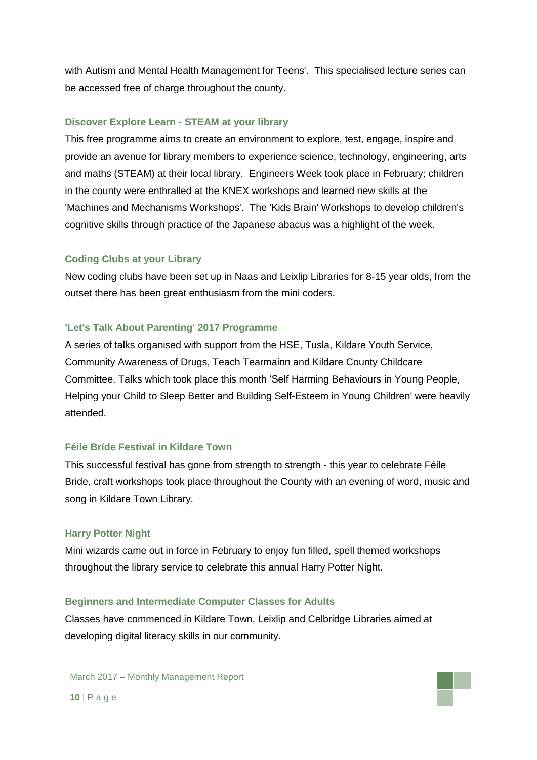with Autism and Mental Health Management for Teens'. This specialised lecture series can be accessed free of charge throughout the county.

### Discover Explore Learn - STEAM at your library

This free programme aims to create an environment to explore, test, engage, inspire and provide an avenue for library members to experience science, technology, engineering, arts and maths (STEAM) at their local library. Engineers Week took place in February; children in the county were enthralled at the KNEX workshops and learned new skills at the 'Machines and Mechanisms Workshops'. The 'Kids Brain' Workshops to develop children's cognitive skills through practice of the Japanese abacus was a highlight of the week.

### Coding Clubs at your Library

New coding clubs have been set up in Naas and Leixlip Libraries for 8-15 year olds, from the outset there has been great enthusiasm from the mini coders.

### 'Let's Talk About Parenting' 2017 Programme

A series of talks organised with support from the HSE, Tusla, Kildare Youth Service, Community Awareness of Drugs, Teach Tearmainn and Kildare County Childcare Committee. Talks which took place this month 'Self Harming Behaviours in Young People, Helping your Child to Sleep Better and Building Self-Esteem in Young Children' were heavily attended.

### Féile Bríde Festival in Kildare Town

This successful festival has gone from strength to strength - this year to celebrate Féile Bride, craft workshops took place throughout the County with an evening of word, music and song in Kildare Town Library.

### Harry Potter Night

Mini wizards came out in force in February to enjoy fun filled, spell themed workshops throughout the library service to celebrate this annual Harry Potter Night.

### Beginners and Intermediate Computer Classes for Adults

Classes have commenced in Kildare Town, Leixlip and Celbridge Libraries aimed at developing digital literacy skills in our community.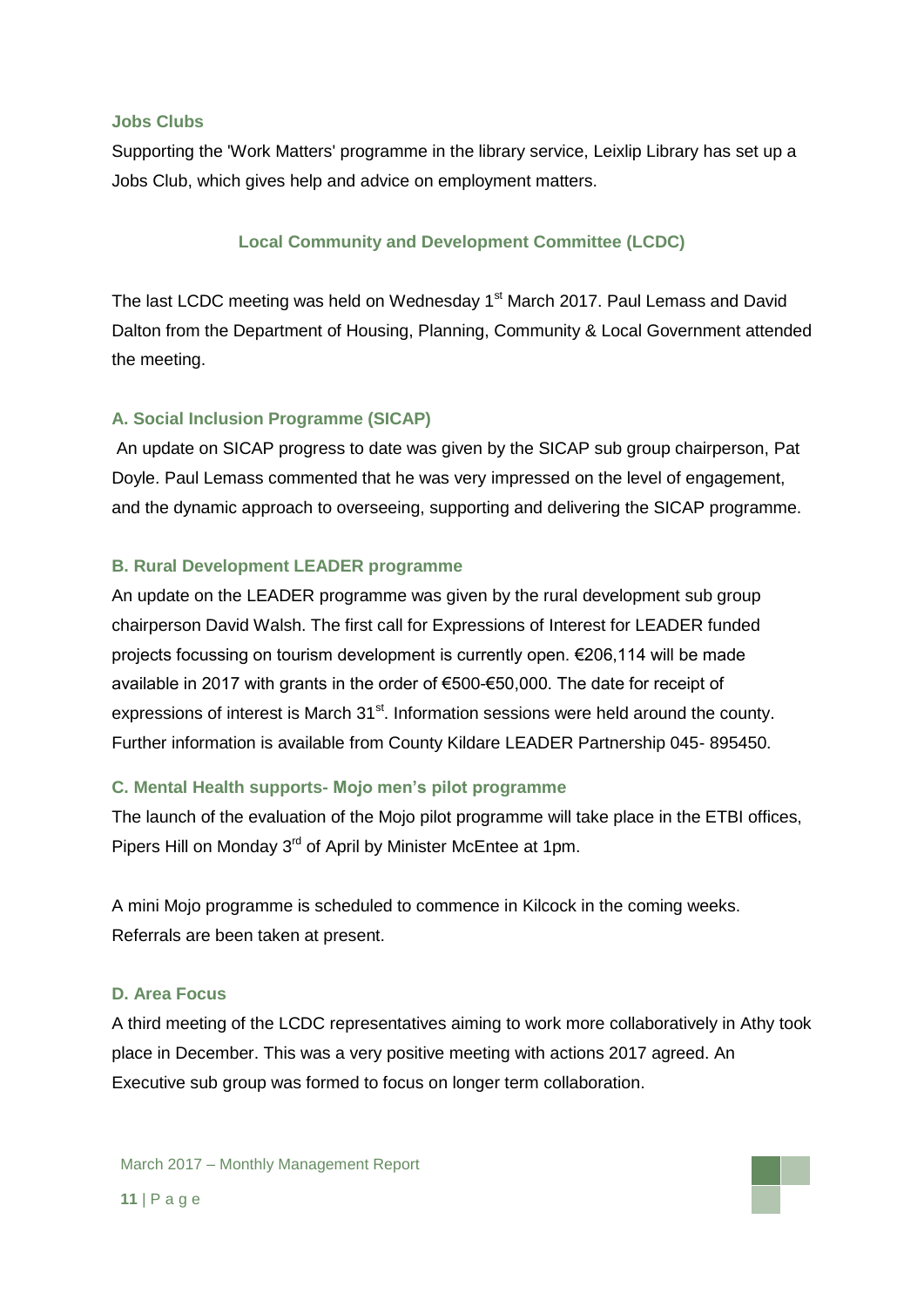### Jobs Clubs

Supporting the 'Work Matters' programme in the library service, Leixlip Library has set up a Jobs Club, which gives help and advice on employment matters.

## Local Community and Development Committee (LCDC)

The last LCDC meeting was held on Wednesday 1st March 2017. Paul Lemass and David Dalton from the Department of Housing, Planning, Community & Local Government attended the meeting.

### A. Social Inclusion Programme (SICAP)

An update on SICAP progress to date was given by the SICAP sub group chairperson, Pat Doyle. Paul Lemass commented that he was very impressed on the level of engagement, and the dynamic approach to overseeing, supporting and delivering the SICAP programme.

### B. Rural Development LEADER programme

An update on the LEADER programme was given by the rural development sub group chairperson David Walsh. The first call for Expressions of Interest for LEADER funded projects focussing on tourism development is currently open. €206,114 will be made available in 2017 with grants in the order of €500-€50,000. The date for receipt of expressions of interest is March 31st. Information sessions were held around the county. Further information is available from County Kildare LEADER Partnership 045- 895450.

### C. Mental Health supports- Mojo men's pilot programme

The launch of the evaluation of the Mojo pilot programme will take place in the ETBI offices, Pipers Hill on Monday 3rd of April by Minister McEntee at 1pm.

A mini Mojo programme is scheduled to commence in Kilcock in the coming weeks. Referrals are been taken at present.

### D. Area Focus

A third meeting of the LCDC representatives aiming to work more collaboratively in Athy took place in December. This was a very positive meeting with actions 2017 agreed. An Executive sub group was formed to focus on longer term collaboration.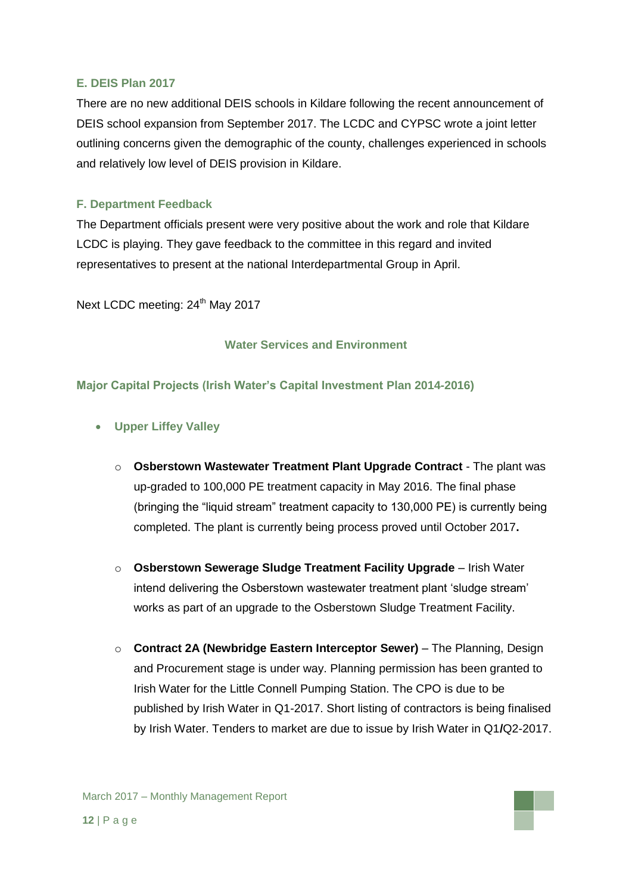### E. DEIS Plan 2017

There are no new additional DEIS schools in Kildare following the recent announcement of DEIS school expansion from September 2017. The LCDC and CYPSC wrote a joint letter outlining concerns given the demographic of the county, challenges experienced in schools and relatively low level of DEIS provision in Kildare.

### F. Department Feedback

The Department officials present were very positive about the work and role that Kildare LCDC is playing. They gave feedback to the committee in this regard and invited representatives to present at the national Interdepartmental Group in April.

Next LCDC meeting: 24th May 2017

## Water Services and Environment

### Major Capital Projects (Irish Water's Capital Investment Plan 2014-2016)

- **Upper Liffey Valley**
  - **Osberstown Wastewater Treatment Plant Upgrade Contract** - The plant was up-graded to 100,000 PE treatment capacity in May 2016. The final phase (bringing the "liquid stream" treatment capacity to 130,000 PE) is currently being completed. The plant is currently being process proved until October 2017**.**
  - **Osberstown Sewerage Sludge Treatment Facility Upgrade** – Irish Water intend delivering the Osberstown wastewater treatment plant 'sludge stream' works as part of an upgrade to the Osberstown Sludge Treatment Facility.
  - **Contract 2A (Newbridge Eastern Interceptor Sewer)** – The Planning, Design and Procurement stage is under way. Planning permission has been granted to Irish Water for the Little Connell Pumping Station. The CPO is due to be published by Irish Water in Q1-2017. Short listing of contractors is being finalised by Irish Water. Tenders to market are due to issue by Irish Water in Q1/Q2-2017.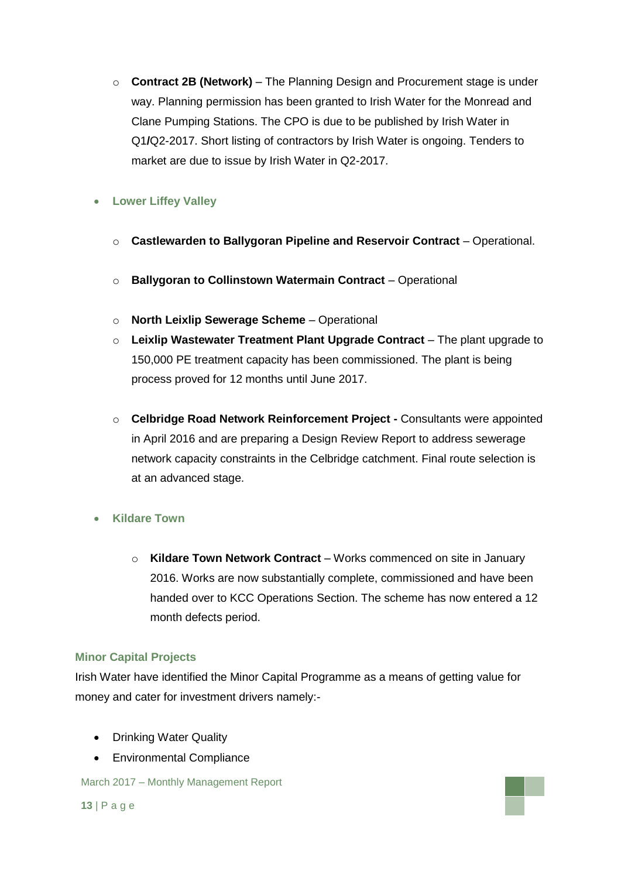- **Contract 2B (Network)** – The Planning Design and Procurement stage is under way. Planning permission has been granted to Irish Water for the Monread and Clane Pumping Stations. The CPO is due to be published by Irish Water in Q1/Q2-2017. Short listing of contractors by Irish Water is ongoing. Tenders to market are due to issue by Irish Water in Q2-2017.

- **Lower Liffey Valley**

  - **Castlewarden to Ballygoran Pipeline and Reservoir Contract** – Operational.
  - **Ballygoran to Collinstown Watermain Contract** – Operational
  - **North Leixlip Sewerage Scheme** – Operational
  - **Leixlip Wastewater Treatment Plant Upgrade Contract** – The plant upgrade to 150,000 PE treatment capacity has been commissioned. The plant is being process proved for 12 months until June 2017.
  - **Celbridge Road Network Reinforcement Project -** Consultants were appointed in April 2016 and are preparing a Design Review Report to address sewerage network capacity constraints in the Celbridge catchment. Final route selection is at an advanced stage.

- **Kildare Town**

  - **Kildare Town Network Contract** – Works commenced on site in January 2016. Works are now substantially complete, commissioned and have been handed over to KCC Operations Section. The scheme has now entered a 12 month defects period.

### Minor Capital Projects

Irish Water have identified the Minor Capital Programme as a means of getting value for money and cater for investment drivers namely:-

- Drinking Water Quality
- Environmental Compliance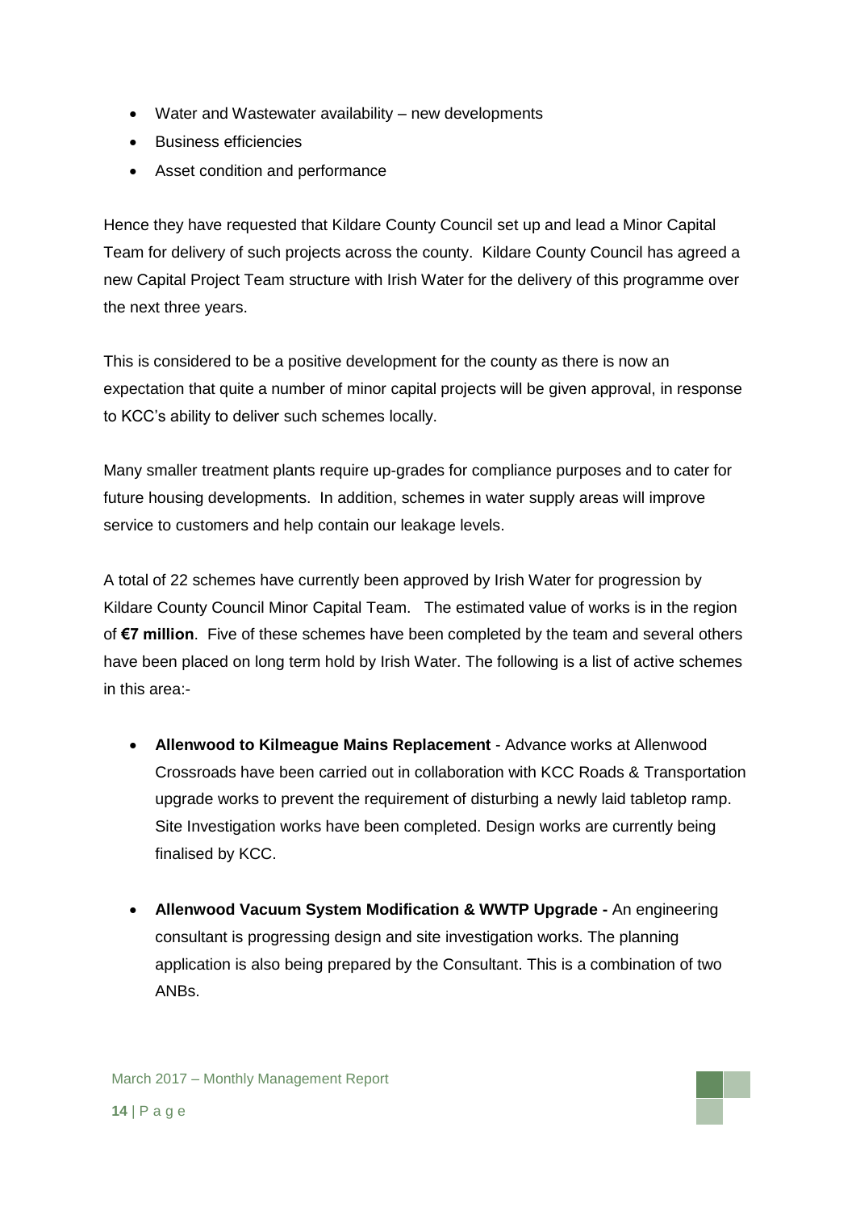- Water and Wastewater availability – new developments
- Business efficiencies
- Asset condition and performance

Hence they have requested that Kildare County Council set up and lead a Minor Capital Team for delivery of such projects across the county. Kildare County Council has agreed a new Capital Project Team structure with Irish Water for the delivery of this programme over the next three years.

This is considered to be a positive development for the county as there is now an expectation that quite a number of minor capital projects will be given approval, in response to KCC's ability to deliver such schemes locally.

Many smaller treatment plants require up-grades for compliance purposes and to cater for future housing developments. In addition, schemes in water supply areas will improve service to customers and help contain our leakage levels.

A total of 22 schemes have currently been approved by Irish Water for progression by Kildare County Council Minor Capital Team. The estimated value of works is in the region of **€7 million**. Five of these schemes have been completed by the team and several others have been placed on long term hold by Irish Water. The following is a list of active schemes in this area:-

- **Allenwood to Kilmeague Mains Replacement** - Advance works at Allenwood Crossroads have been carried out in collaboration with KCC Roads & Transportation upgrade works to prevent the requirement of disturbing a newly laid tabletop ramp. Site Investigation works have been completed. Design works are currently being finalised by KCC.

- **Allenwood Vacuum System Modification & WWTP Upgrade -** An engineering consultant is progressing design and site investigation works. The planning application is also being prepared by the Consultant. This is a combination of two ANBs.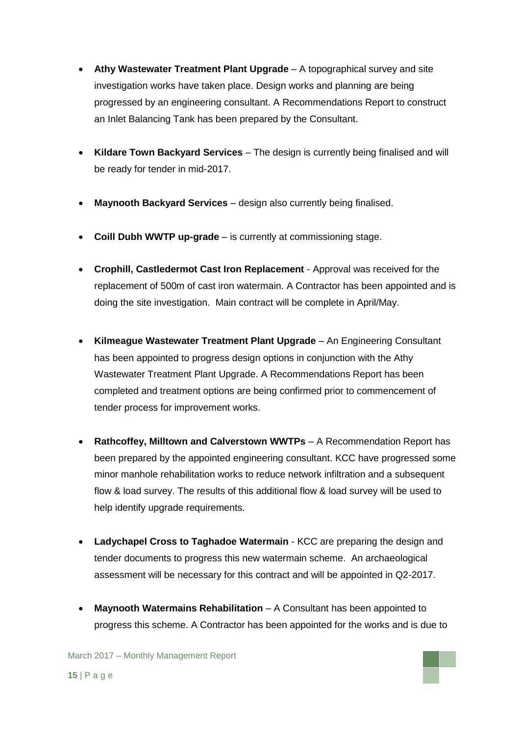- **Athy Wastewater Treatment Plant Upgrade** – A topographical survey and site investigation works have taken place. Design works and planning are being progressed by an engineering consultant. A Recommendations Report to construct an Inlet Balancing Tank has been prepared by the Consultant.

- **Kildare Town Backyard Services** – The design is currently being finalised and will be ready for tender in mid-2017.

- **Maynooth Backyard Services** – design also currently being finalised.

- **Coill Dubh WWTP up-grade** – is currently at commissioning stage.

- **Crophill, Castledermot Cast Iron Replacement** - Approval was received for the replacement of 500m of cast iron watermain. A Contractor has been appointed and is doing the site investigation. Main contract will be complete in April/May.

- **Kilmeague Wastewater Treatment Plant Upgrade** – An Engineering Consultant has been appointed to progress design options in conjunction with the Athy Wastewater Treatment Plant Upgrade. A Recommendations Report has been completed and treatment options are being confirmed prior to commencement of tender process for improvement works.

- **Rathcoffey, Milltown and Calverstown WWTPs** – A Recommendation Report has been prepared by the appointed engineering consultant. KCC have progressed some minor manhole rehabilitation works to reduce network infiltration and a subsequent flow & load survey. The results of this additional flow & load survey will be used to help identify upgrade requirements.

- **Ladychapel Cross to Taghadoe Watermain** - KCC are preparing the design and tender documents to progress this new watermain scheme. An archaeological assessment will be necessary for this contract and will be appointed in Q2-2017.

- **Maynooth Watermains Rehabilitation** – A Consultant has been appointed to progress this scheme. A Contractor has been appointed for the works and is due to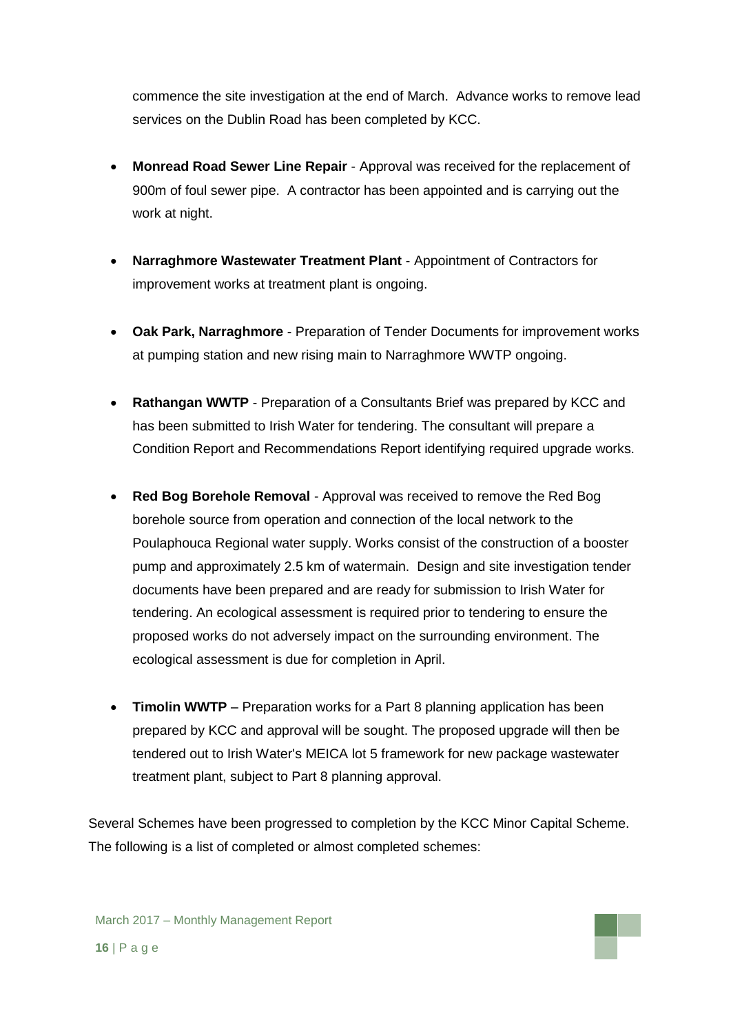commence the site investigation at the end of March. Advance works to remove lead services on the Dublin Road has been completed by KCC.

- **Monread Road Sewer Line Repair** - Approval was received for the replacement of 900m of foul sewer pipe. A contractor has been appointed and is carrying out the work at night.

- **Narraghmore Wastewater Treatment Plant** - Appointment of Contractors for improvement works at treatment plant is ongoing.

- **Oak Park, Narraghmore** - Preparation of Tender Documents for improvement works at pumping station and new rising main to Narraghmore WWTP ongoing.

- **Rathangan WWTP** - Preparation of a Consultants Brief was prepared by KCC and has been submitted to Irish Water for tendering. The consultant will prepare a Condition Report and Recommendations Report identifying required upgrade works.

- **Red Bog Borehole Removal** - Approval was received to remove the Red Bog borehole source from operation and connection of the local network to the Poulaphouca Regional water supply. Works consist of the construction of a booster pump and approximately 2.5 km of watermain. Design and site investigation tender documents have been prepared and are ready for submission to Irish Water for tendering. An ecological assessment is required prior to tendering to ensure the proposed works do not adversely impact on the surrounding environment. The ecological assessment is due for completion in April.

- **Timolin WWTP** – Preparation works for a Part 8 planning application has been prepared by KCC and approval will be sought. The proposed upgrade will then be tendered out to Irish Water's MEICA lot 5 framework for new package wastewater treatment plant, subject to Part 8 planning approval.

Several Schemes have been progressed to completion by the KCC Minor Capital Scheme. The following is a list of completed or almost completed schemes: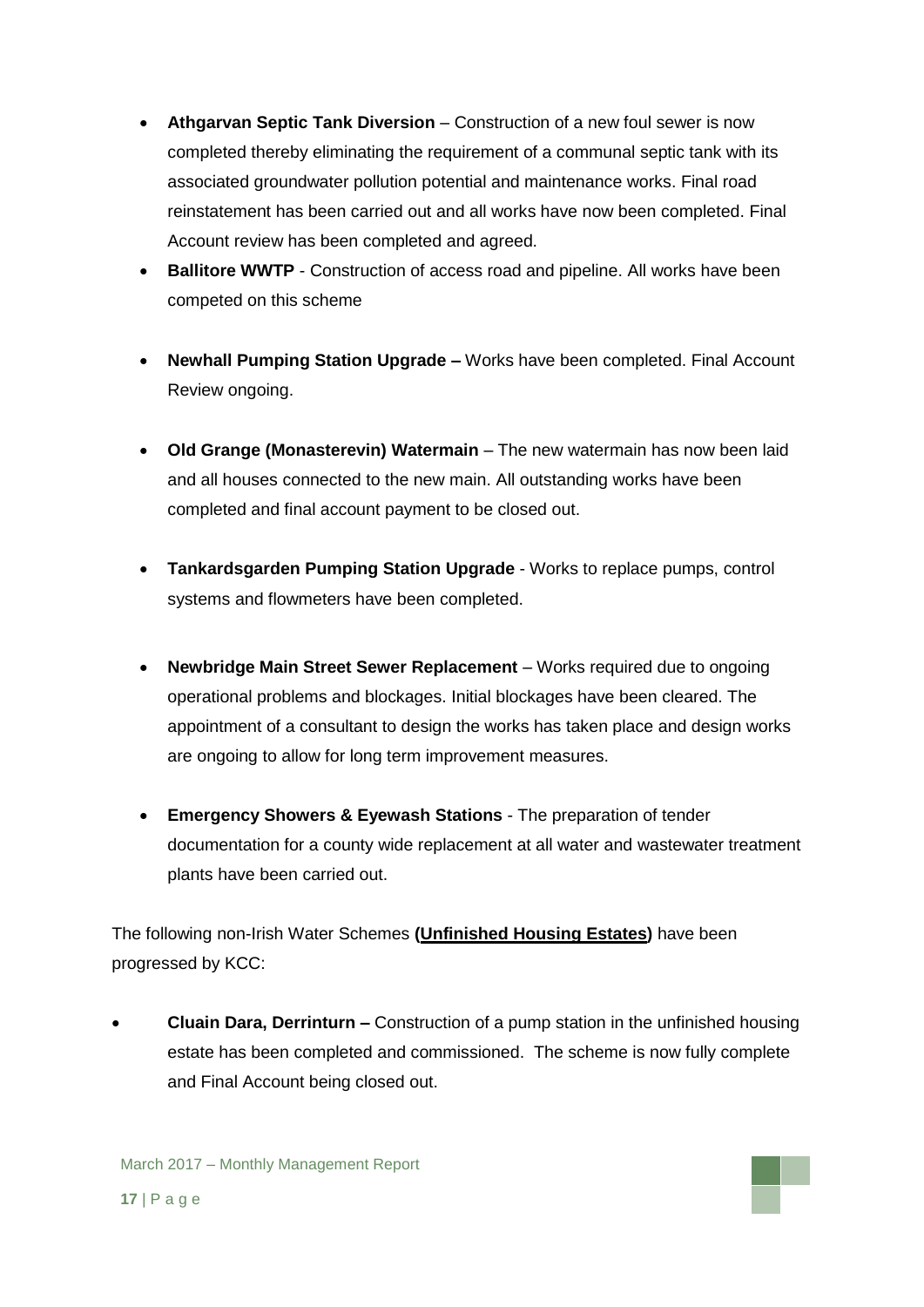- **Athgarvan Septic Tank Diversion** – Construction of a new foul sewer is now completed thereby eliminating the requirement of a communal septic tank with its associated groundwater pollution potential and maintenance works. Final road reinstatement has been carried out and all works have now been completed. Final Account review has been completed and agreed.
- **Ballitore WWTP** - Construction of access road and pipeline. All works have been competed on this scheme
- **Newhall Pumping Station Upgrade –** Works have been completed. Final Account Review ongoing.
- **Old Grange (Monasterevin) Watermain** – The new watermain has now been laid and all houses connected to the new main. All outstanding works have been completed and final account payment to be closed out.
- **Tankardsgarden Pumping Station Upgrade** - Works to replace pumps, control systems and flowmeters have been completed.
- **Newbridge Main Street Sewer Replacement** – Works required due to ongoing operational problems and blockages. Initial blockages have been cleared. The appointment of a consultant to design the works has taken place and design works are ongoing to allow for long term improvement measures.
- **Emergency Showers & Eyewash Stations** - The preparation of tender documentation for a county wide replacement at all water and wastewater treatment plants have been carried out.

The following non-Irish Water Schemes **(Unfinished Housing Estates)** have been progressed by KCC:

- **Cluain Dara, Derrinturn –** Construction of a pump station in the unfinished housing estate has been completed and commissioned. The scheme is now fully complete and Final Account being closed out.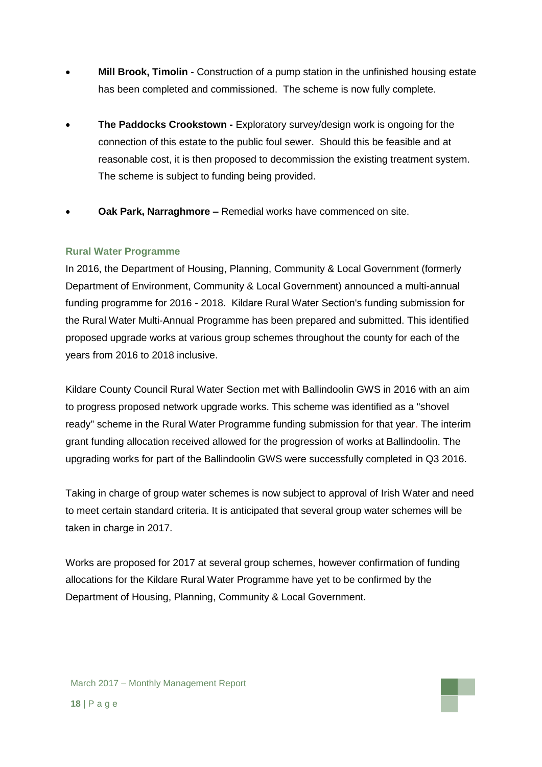- **Mill Brook, Timolin** - Construction of a pump station in the unfinished housing estate has been completed and commissioned. The scheme is now fully complete.

- **The Paddocks Crookstown -** Exploratory survey/design work is ongoing for the connection of this estate to the public foul sewer. Should this be feasible and at reasonable cost, it is then proposed to decommission the existing treatment system. The scheme is subject to funding being provided.

- **Oak Park, Narraghmore –** Remedial works have commenced on site.

### Rural Water Programme

In 2016, the Department of Housing, Planning, Community & Local Government (formerly Department of Environment, Community & Local Government) announced a multi-annual funding programme for 2016 - 2018. Kildare Rural Water Section's funding submission for the Rural Water Multi-Annual Programme has been prepared and submitted. This identified proposed upgrade works at various group schemes throughout the county for each of the years from 2016 to 2018 inclusive.

Kildare County Council Rural Water Section met with Ballindoolin GWS in 2016 with an aim to progress proposed network upgrade works. This scheme was identified as a "shovel ready" scheme in the Rural Water Programme funding submission for that year. The interim grant funding allocation received allowed for the progression of works at Ballindoolin. The upgrading works for part of the Ballindoolin GWS were successfully completed in Q3 2016.

Taking in charge of group water schemes is now subject to approval of Irish Water and need to meet certain standard criteria. It is anticipated that several group water schemes will be taken in charge in 2017.

Works are proposed for 2017 at several group schemes, however confirmation of funding allocations for the Kildare Rural Water Programme have yet to be confirmed by the Department of Housing, Planning, Community & Local Government.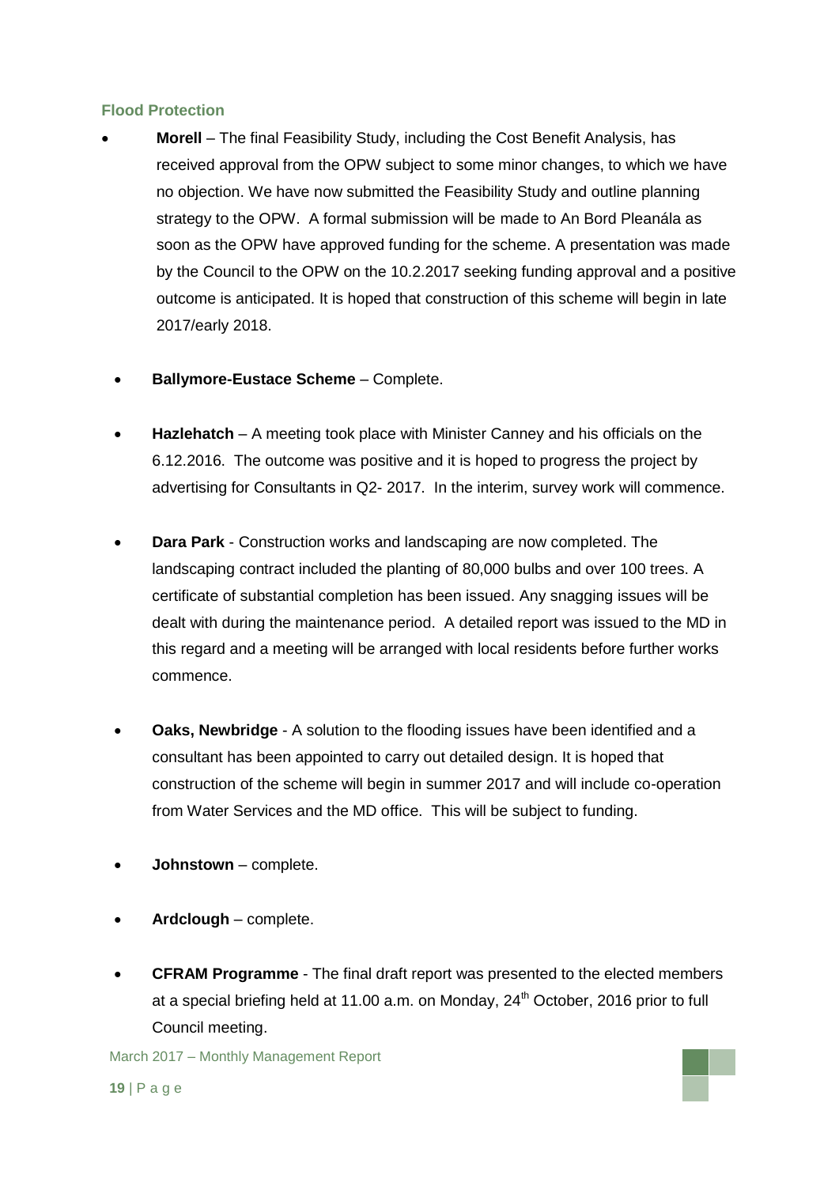### Flood Protection

- **Morell** – The final Feasibility Study, including the Cost Benefit Analysis, has received approval from the OPW subject to some minor changes, to which we have no objection. We have now submitted the Feasibility Study and outline planning strategy to the OPW. A formal submission will be made to An Bord Pleanála as soon as the OPW have approved funding for the scheme. A presentation was made by the Council to the OPW on the 10.2.2017 seeking funding approval and a positive outcome is anticipated. It is hoped that construction of this scheme will begin in late 2017/early 2018.
- **Ballymore-Eustace Scheme** – Complete.
- **Hazlehatch** – A meeting took place with Minister Canney and his officials on the 6.12.2016. The outcome was positive and it is hoped to progress the project by advertising for Consultants in Q2- 2017. In the interim, survey work will commence.
- **Dara Park** - Construction works and landscaping are now completed. The landscaping contract included the planting of 80,000 bulbs and over 100 trees. A certificate of substantial completion has been issued. Any snagging issues will be dealt with during the maintenance period. A detailed report was issued to the MD in this regard and a meeting will be arranged with local residents before further works commence.
- **Oaks, Newbridge** - A solution to the flooding issues have been identified and a consultant has been appointed to carry out detailed design. It is hoped that construction of the scheme will begin in summer 2017 and will include co-operation from Water Services and the MD office. This will be subject to funding.
- **Johnstown** – complete.
- **Ardclough** – complete.
- **CFRAM Programme** - The final draft report was presented to the elected members at a special briefing held at 11.00 a.m. on Monday, 24th October, 2016 prior to full Council meeting.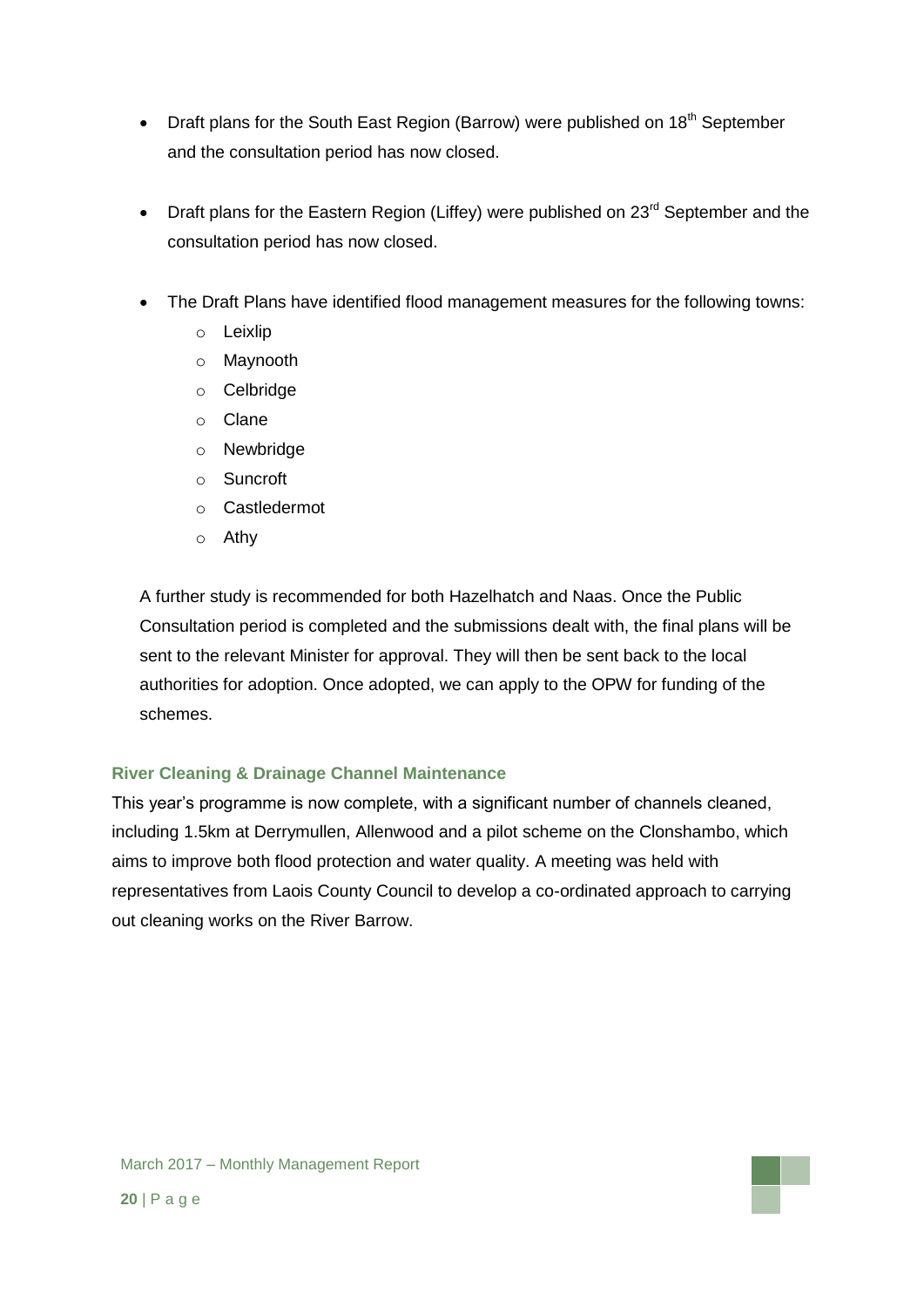- Draft plans for the South East Region (Barrow) were published on 18th September and the consultation period has now closed.

- Draft plans for the Eastern Region (Liffey) were published on 23rd September and the consultation period has now closed.

- The Draft Plans have identified flood management measures for the following towns:
    - Leixlip
    - Maynooth
    - Celbridge
    - Clane
    - Newbridge
    - Suncroft
    - Castledermot
    - Athy

  A further study is recommended for both Hazelhatch and Naas. Once the Public Consultation period is completed and the submissions dealt with, the final plans will be sent to the relevant Minister for approval. They will then be sent back to the local authorities for adoption. Once adopted, we can apply to the OPW for funding of the schemes.

### River Cleaning & Drainage Channel Maintenance

This year's programme is now complete, with a significant number of channels cleaned, including 1.5km at Derrymullen, Allenwood and a pilot scheme on the Clonshambo, which aims to improve both flood protection and water quality. A meeting was held with representatives from Laois County Council to develop a co-ordinated approach to carrying out cleaning works on the River Barrow.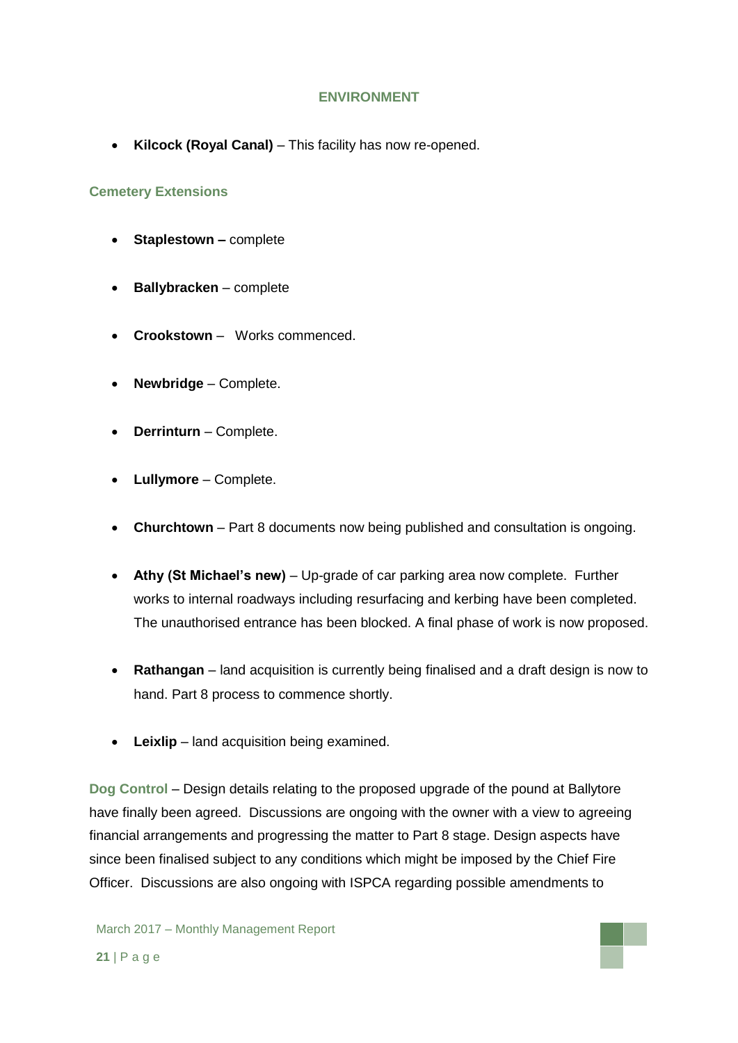## ENVIRONMENT

- **Kilcock (Royal Canal)** – This facility has now re-opened.

### Cemetery Extensions

- **Staplestown –** complete
- **Ballybracken** – complete
- **Crookstown** – Works commenced.
- **Newbridge** – Complete.
- **Derrinturn** – Complete.
- **Lullymore** – Complete.
- **Churchtown** – Part 8 documents now being published and consultation is ongoing.
- **Athy (St Michael's new)** – Up-grade of car parking area now complete. Further works to internal roadways including resurfacing and kerbing have been completed. The unauthorised entrance has been blocked. A final phase of work is now proposed.
- **Rathangan** – land acquisition is currently being finalised and a draft design is now to hand. Part 8 process to commence shortly.
- **Leixlip** – land acquisition being examined.

**Dog Control** – Design details relating to the proposed upgrade of the pound at Ballytore have finally been agreed. Discussions are ongoing with the owner with a view to agreeing financial arrangements and progressing the matter to Part 8 stage. Design aspects have since been finalised subject to any conditions which might be imposed by the Chief Fire Officer. Discussions are also ongoing with ISPCA regarding possible amendments to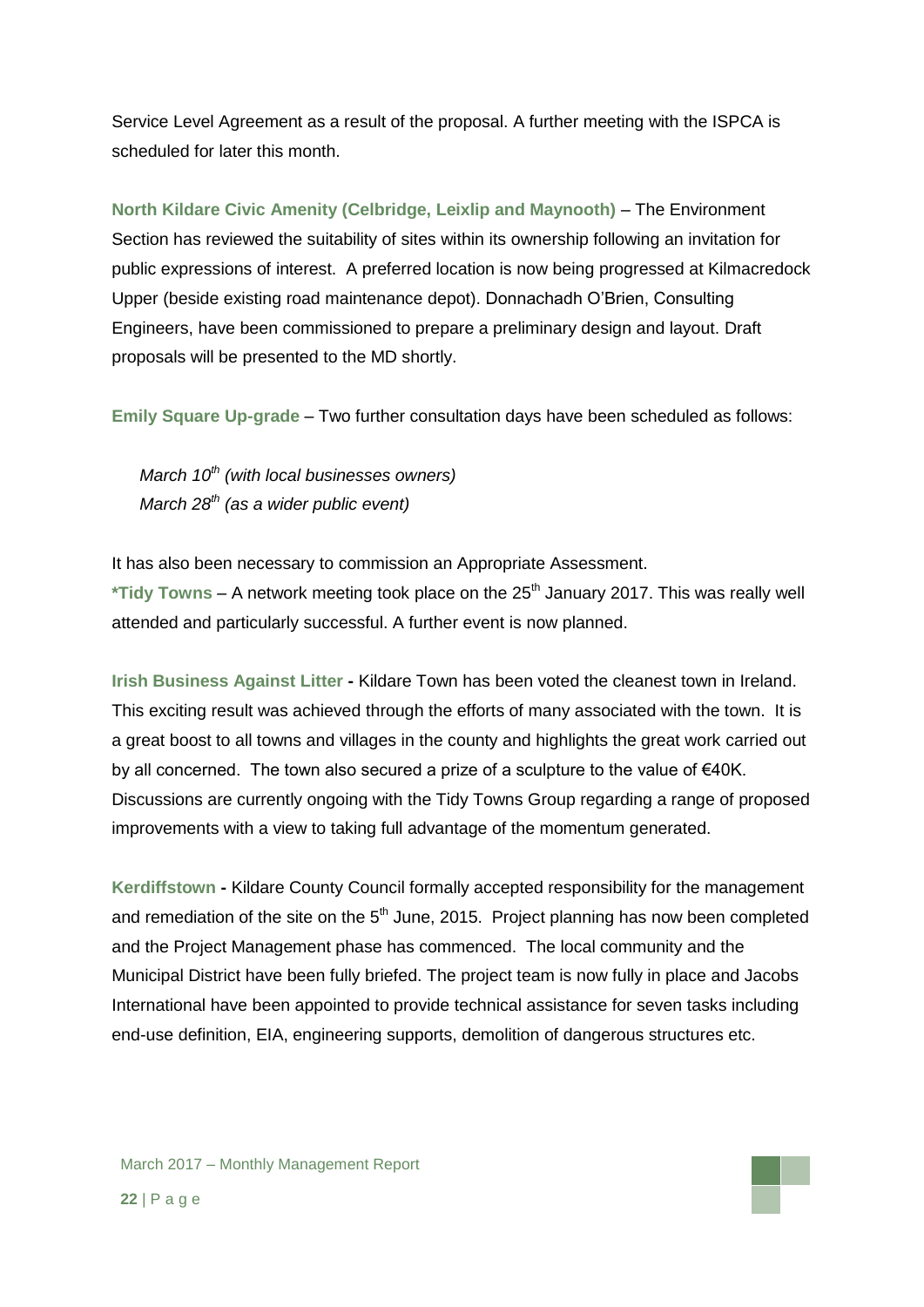Service Level Agreement as a result of the proposal. A further meeting with the ISPCA is scheduled for later this month.

**North Kildare Civic Amenity (Celbridge, Leixlip and Maynooth)** – The Environment Section has reviewed the suitability of sites within its ownership following an invitation for public expressions of interest. A preferred location is now being progressed at Kilmacredock Upper (beside existing road maintenance depot). Donnachadh O'Brien, Consulting Engineers, have been commissioned to prepare a preliminary design and layout. Draft proposals will be presented to the MD shortly.

**Emily Square Up-grade** – Two further consultation days have been scheduled as follows:

*March 10th (with local businesses owners)*
*March 28th (as a wider public event)*

It has also been necessary to commission an Appropriate Assessment.

**\*Tidy Towns** – A network meeting took place on the 25th January 2017. This was really well attended and particularly successful. A further event is now planned.

**Irish Business Against Litter** - Kildare Town has been voted the cleanest town in Ireland. This exciting result was achieved through the efforts of many associated with the town. It is a great boost to all towns and villages in the county and highlights the great work carried out by all concerned. The town also secured a prize of a sculpture to the value of €40K. Discussions are currently ongoing with the Tidy Towns Group regarding a range of proposed improvements with a view to taking full advantage of the momentum generated.

**Kerdiffstown** - Kildare County Council formally accepted responsibility for the management and remediation of the site on the 5th June, 2015. Project planning has now been completed and the Project Management phase has commenced. The local community and the Municipal District have been fully briefed. The project team is now fully in place and Jacobs International have been appointed to provide technical assistance for seven tasks including end-use definition, EIA, engineering supports, demolition of dangerous structures etc.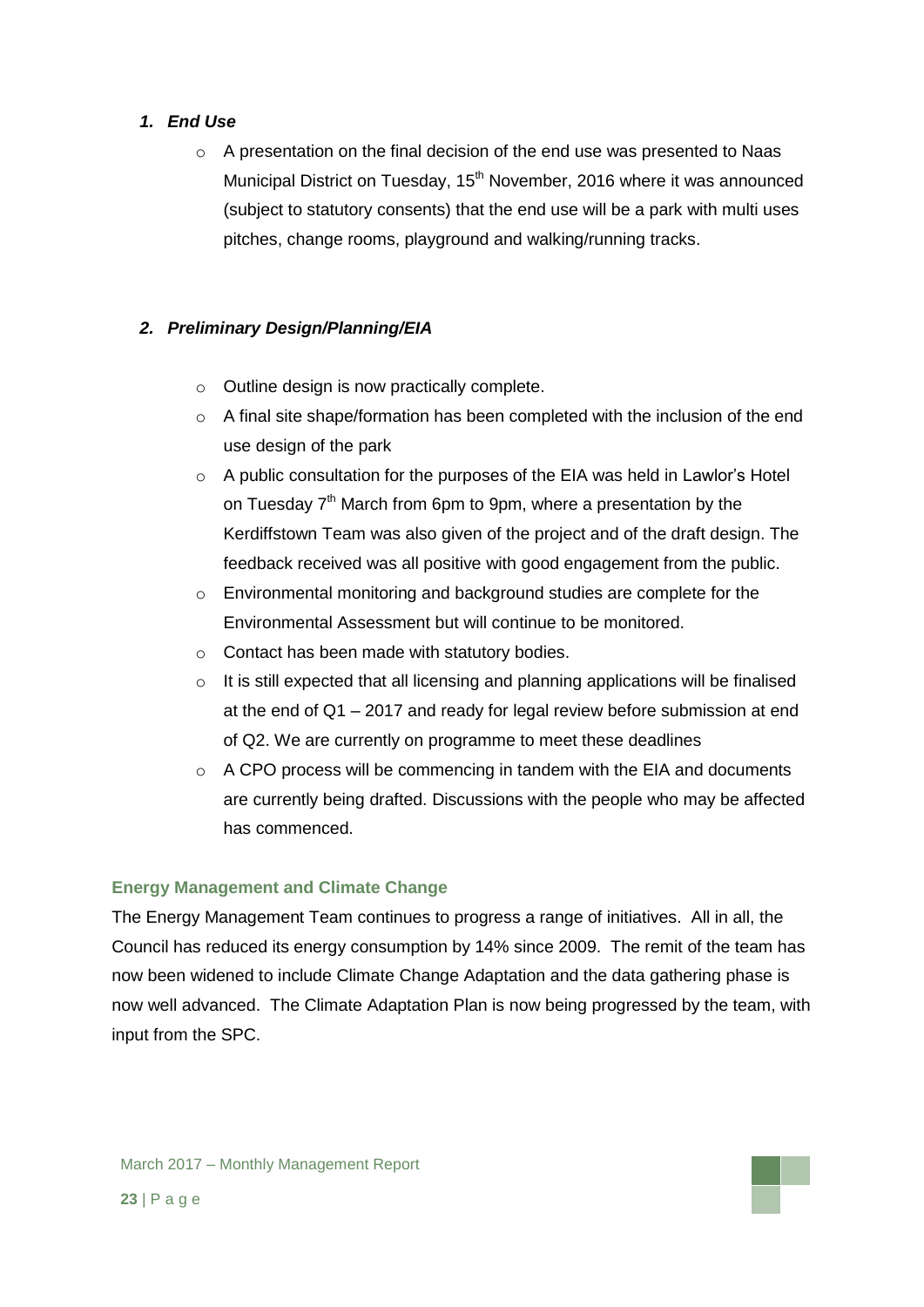1. ***End Use***

    - A presentation on the final decision of the end use was presented to Naas Municipal District on Tuesday, 15th November, 2016 where it was announced (subject to statutory consents) that the end use will be a park with multi uses pitches, change rooms, playground and walking/running tracks.

2. ***Preliminary Design/Planning/EIA***

    - Outline design is now practically complete.
    - A final site shape/formation has been completed with the inclusion of the end use design of the park
    - A public consultation for the purposes of the EIA was held in Lawlor's Hotel on Tuesday 7th March from 6pm to 9pm, where a presentation by the Kerdiffstown Team was also given of the project and of the draft design. The feedback received was all positive with good engagement from the public.
    - Environmental monitoring and background studies are complete for the Environmental Assessment but will continue to be monitored.
    - Contact has been made with statutory bodies.
    - It is still expected that all licensing and planning applications will be finalised at the end of Q1 – 2017 and ready for legal review before submission at end of Q2. We are currently on programme to meet these deadlines
    - A CPO process will be commencing in tandem with the EIA and documents are currently being drafted. Discussions with the people who may be affected has commenced.

### Energy Management and Climate Change

The Energy Management Team continues to progress a range of initiatives. All in all, the Council has reduced its energy consumption by 14% since 2009. The remit of the team has now been widened to include Climate Change Adaptation and the data gathering phase is now well advanced. The Climate Adaptation Plan is now being progressed by the team, with input from the SPC.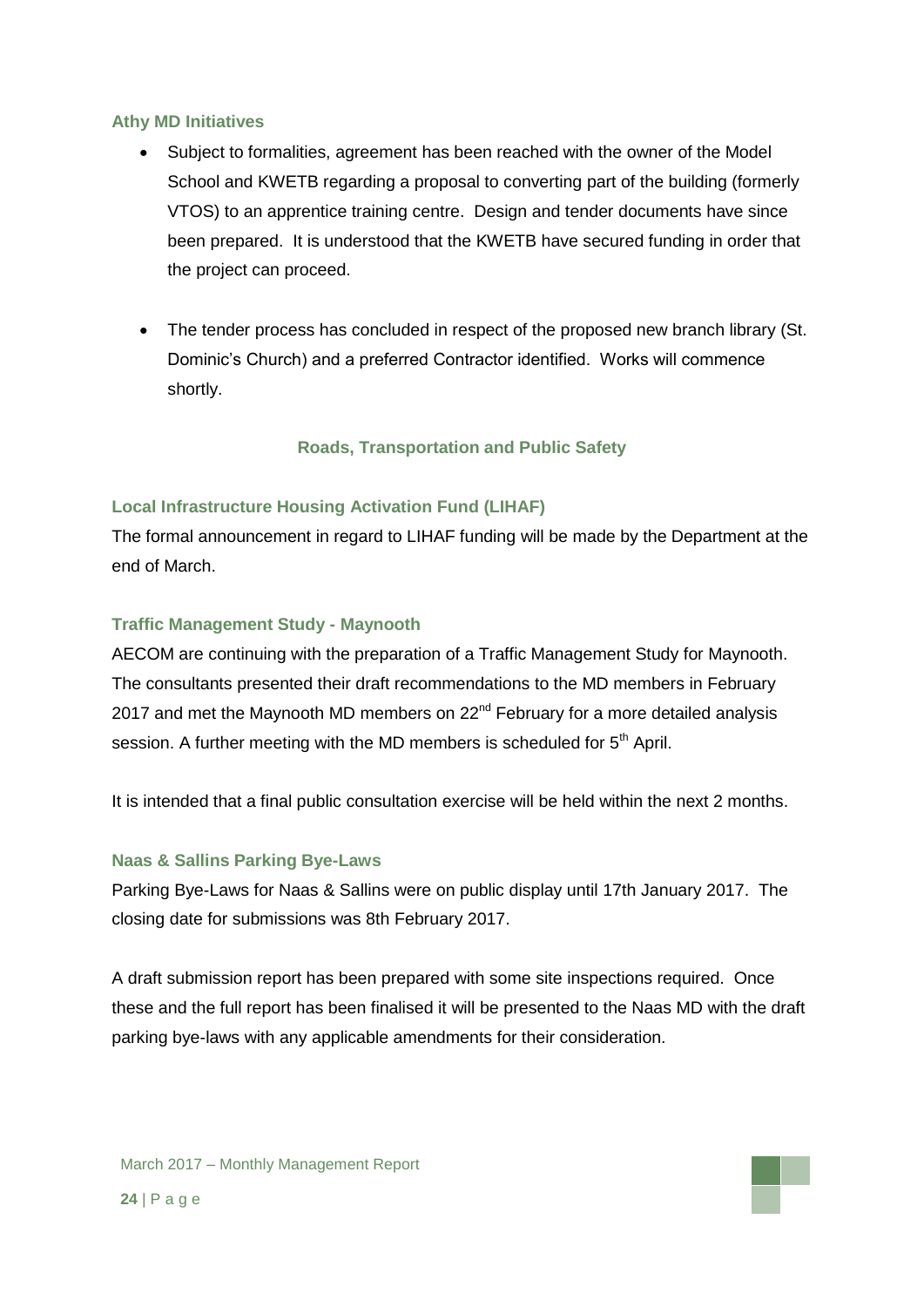### Athy MD Initiatives

- Subject to formalities, agreement has been reached with the owner of the Model School and KWETB regarding a proposal to converting part of the building (formerly VTOS) to an apprentice training centre. Design and tender documents have since been prepared. It is understood that the KWETB have secured funding in order that the project can proceed.
- The tender process has concluded in respect of the proposed new branch library (St. Dominic's Church) and a preferred Contractor identified. Works will commence shortly.

## Roads, Transportation and Public Safety

### Local Infrastructure Housing Activation Fund (LIHAF)

The formal announcement in regard to LIHAF funding will be made by the Department at the end of March.

### Traffic Management Study - Maynooth

AECOM are continuing with the preparation of a Traffic Management Study for Maynooth. The consultants presented their draft recommendations to the MD members in February 2017 and met the Maynooth MD members on 22nd February for a more detailed analysis session. A further meeting with the MD members is scheduled for 5th April.

It is intended that a final public consultation exercise will be held within the next 2 months.

### Naas & Sallins Parking Bye-Laws

Parking Bye-Laws for Naas & Sallins were on public display until 17th January 2017. The closing date for submissions was 8th February 2017.

A draft submission report has been prepared with some site inspections required. Once these and the full report has been finalised it will be presented to the Naas MD with the draft parking bye-laws with any applicable amendments for their consideration.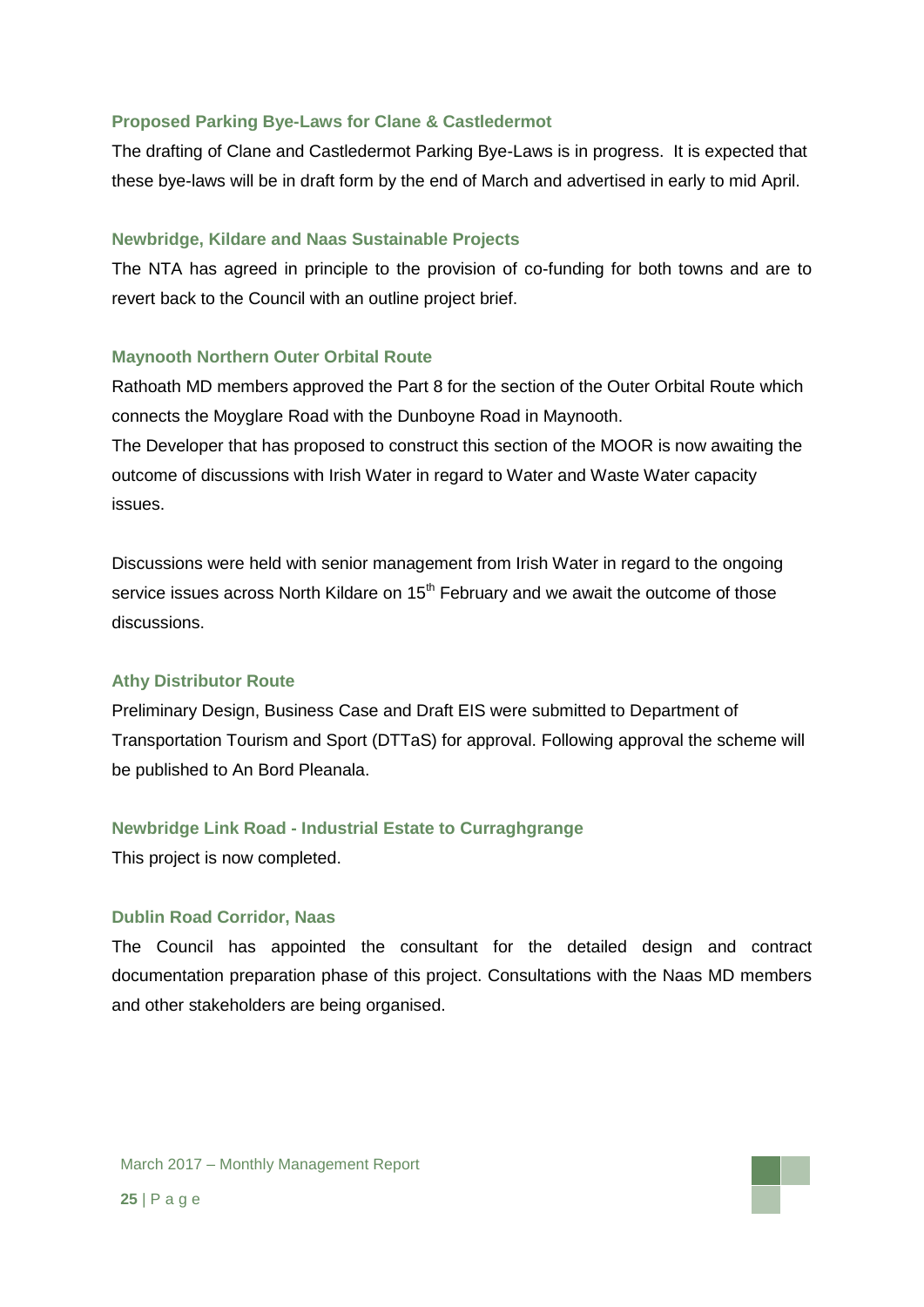### Proposed Parking Bye-Laws for Clane & Castledermot

The drafting of Clane and Castledermot Parking Bye-Laws is in progress. It is expected that these bye-laws will be in draft form by the end of March and advertised in early to mid April.

### Newbridge, Kildare and Naas Sustainable Projects

The NTA has agreed in principle to the provision of co-funding for both towns and are to revert back to the Council with an outline project brief.

### Maynooth Northern Outer Orbital Route

Rathoath MD members approved the Part 8 for the section of the Outer Orbital Route which connects the Moyglare Road with the Dunboyne Road in Maynooth.

The Developer that has proposed to construct this section of the MOOR is now awaiting the outcome of discussions with Irish Water in regard to Water and Waste Water capacity issues.

Discussions were held with senior management from Irish Water in regard to the ongoing service issues across North Kildare on 15th February and we await the outcome of those discussions.

### Athy Distributor Route

Preliminary Design, Business Case and Draft EIS were submitted to Department of Transportation Tourism and Sport (DTTaS) for approval. Following approval the scheme will be published to An Bord Pleanala.

### Newbridge Link Road - Industrial Estate to Curraghgrange

This project is now completed.

### Dublin Road Corridor, Naas

The Council has appointed the consultant for the detailed design and contract documentation preparation phase of this project. Consultations with the Naas MD members and other stakeholders are being organised.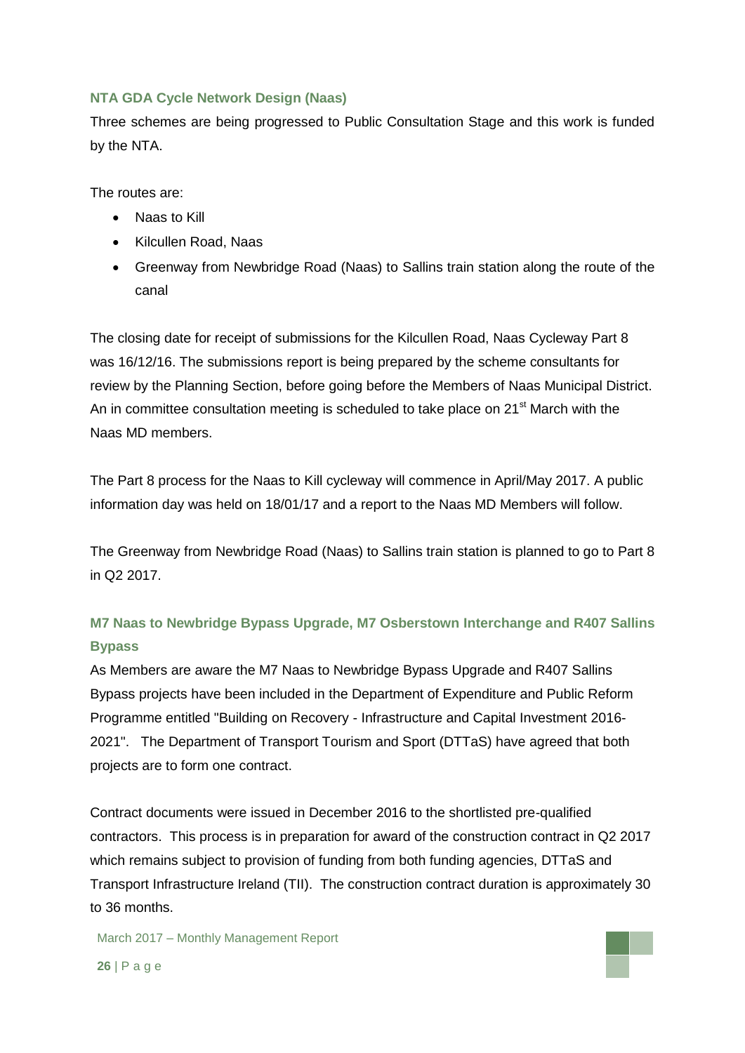### NTA GDA Cycle Network Design (Naas)

Three schemes are being progressed to Public Consultation Stage and this work is funded by the NTA.

The routes are:

- Naas to Kill
- Kilcullen Road, Naas
- Greenway from Newbridge Road (Naas) to Sallins train station along the route of the canal

The closing date for receipt of submissions for the Kilcullen Road, Naas Cycleway Part 8 was 16/12/16. The submissions report is being prepared by the scheme consultants for review by the Planning Section, before going before the Members of Naas Municipal District. An in committee consultation meeting is scheduled to take place on 21st March with the Naas MD members.

The Part 8 process for the Naas to Kill cycleway will commence in April/May 2017. A public information day was held on 18/01/17 and a report to the Naas MD Members will follow.

The Greenway from Newbridge Road (Naas) to Sallins train station is planned to go to Part 8 in Q2 2017.

### M7 Naas to Newbridge Bypass Upgrade, M7 Osberstown Interchange and R407 Sallins Bypass

As Members are aware the M7 Naas to Newbridge Bypass Upgrade and R407 Sallins Bypass projects have been included in the Department of Expenditure and Public Reform Programme entitled "Building on Recovery - Infrastructure and Capital Investment 2016-2021". The Department of Transport Tourism and Sport (DTTaS) have agreed that both projects are to form one contract.

Contract documents were issued in December 2016 to the shortlisted pre-qualified contractors. This process is in preparation for award of the construction contract in Q2 2017 which remains subject to provision of funding from both funding agencies, DTTaS and Transport Infrastructure Ireland (TII). The construction contract duration is approximately 30 to 36 months.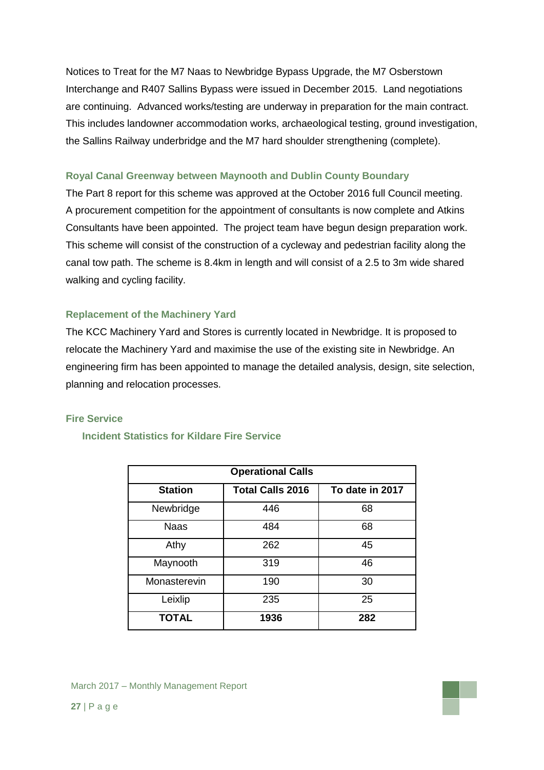Notices to Treat for the M7 Naas to Newbridge Bypass Upgrade, the M7 Osberstown Interchange and R407 Sallins Bypass were issued in December 2015. Land negotiations are continuing. Advanced works/testing are underway in preparation for the main contract. This includes landowner accommodation works, archaeological testing, ground investigation, the Sallins Railway underbridge and the M7 hard shoulder strengthening (complete).

### Royal Canal Greenway between Maynooth and Dublin County Boundary

The Part 8 report for this scheme was approved at the October 2016 full Council meeting. A procurement competition for the appointment of consultants is now complete and Atkins Consultants have been appointed. The project team have begun design preparation work. This scheme will consist of the construction of a cycleway and pedestrian facility along the canal tow path. The scheme is 8.4km in length and will consist of a 2.5 to 3m wide shared walking and cycling facility.

### Replacement of the Machinery Yard

The KCC Machinery Yard and Stores is currently located in Newbridge. It is proposed to relocate the Machinery Yard and maximise the use of the existing site in Newbridge. An engineering firm has been appointed to manage the detailed analysis, design, site selection, planning and relocation processes.

### Fire Service

#### Incident Statistics for Kildare Fire Service

| Operational Calls | | |
|---|---|---|
| **Station** | **Total Calls 2016** | **To date in 2017** |
| Newbridge | 446 | 68 |
| Naas | 484 | 68 |
| Athy | 262 | 45 |
| Maynooth | 319 | 46 |
| Monasterevin | 190 | 30 |
| Leixlip | 235 | 25 |
| **TOTAL** | **1936** | **282** |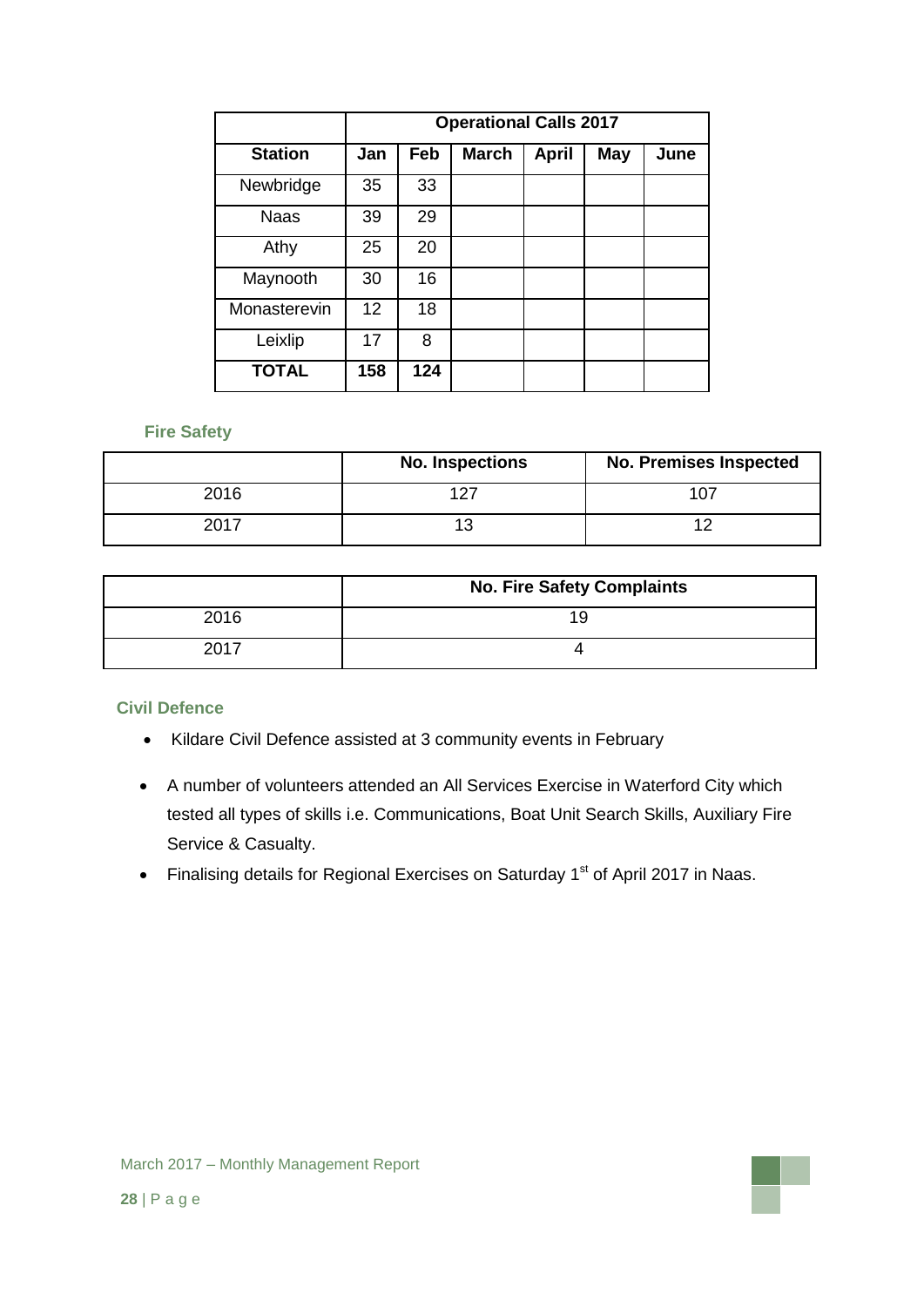| | Operational Calls 2017 | | | | | |
|---|---|---|---|---|---|---|
| **Station** | **Jan** | **Feb** | **March** | **April** | **May** | **June** |
| Newbridge | 35 | 33 | | | | |
| Naas | 39 | 29 | | | | |
| Athy | 25 | 20 | | | | |
| Maynooth | 30 | 16 | | | | |
| Monasterevin | 12 | 18 | | | | |
| Leixlip | 17 | 8 | | | | |
| **TOTAL** | **158** | **124** | | | | |

### Fire Safety

| | No. Inspections | No. Premises Inspected |
|---|---|---|
| 2016 | 127 | 107 |
| 2017 | 13 | 12 |

| | No. Fire Safety Complaints |
|---|---|
| 2016 | 19 |
| 2017 | 4 |

### Civil Defence

- Kildare Civil Defence assisted at 3 community events in February
- A number of volunteers attended an All Services Exercise in Waterford City which tested all types of skills i.e. Communications, Boat Unit Search Skills, Auxiliary Fire Service & Casualty.
- Finalising details for Regional Exercises on Saturday 1st of April 2017 in Naas.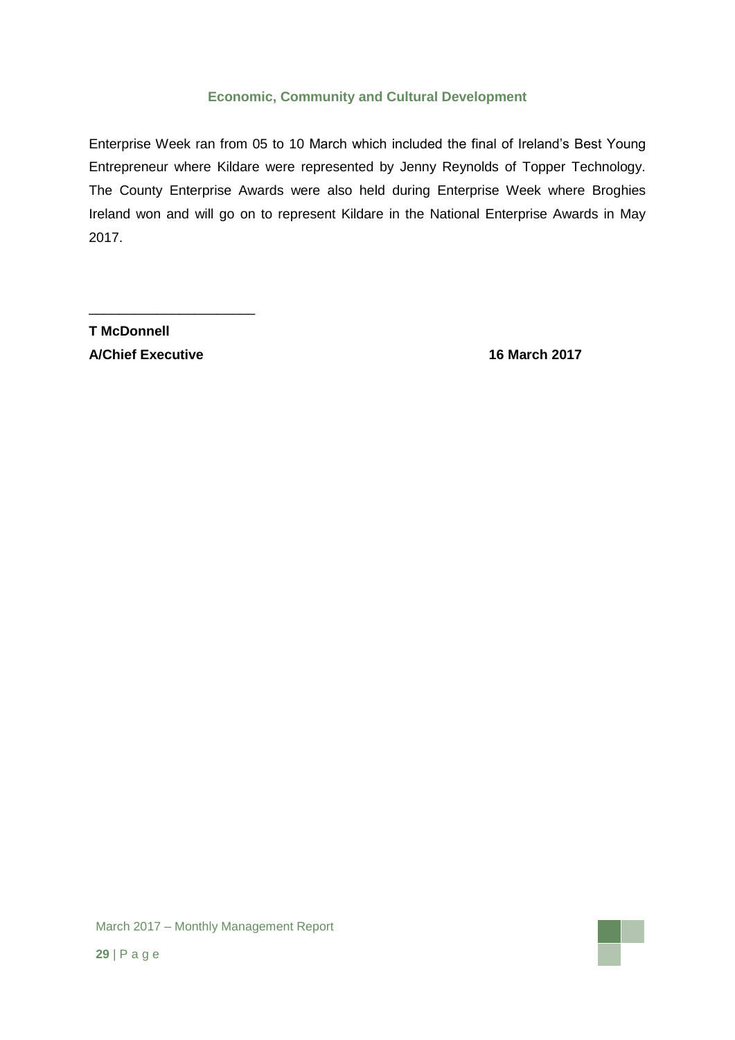### Economic, Community and Cultural Development

Enterprise Week ran from 05 to 10 March which included the final of Ireland's Best Young Entrepreneur where Kildare were represented by Jenny Reynolds of Topper Technology. The County Enterprise Awards were also held during Enterprise Week where Broghies Ireland won and will go on to represent Kildare in the National Enterprise Awards in May 2017.

\_\_\_\_\_\_\_\_\_\_\_\_\_\_\_\_\_\_\_\_\_\_\_

**T McDonnell**
**A/Chief Executive** **16 March 2017**